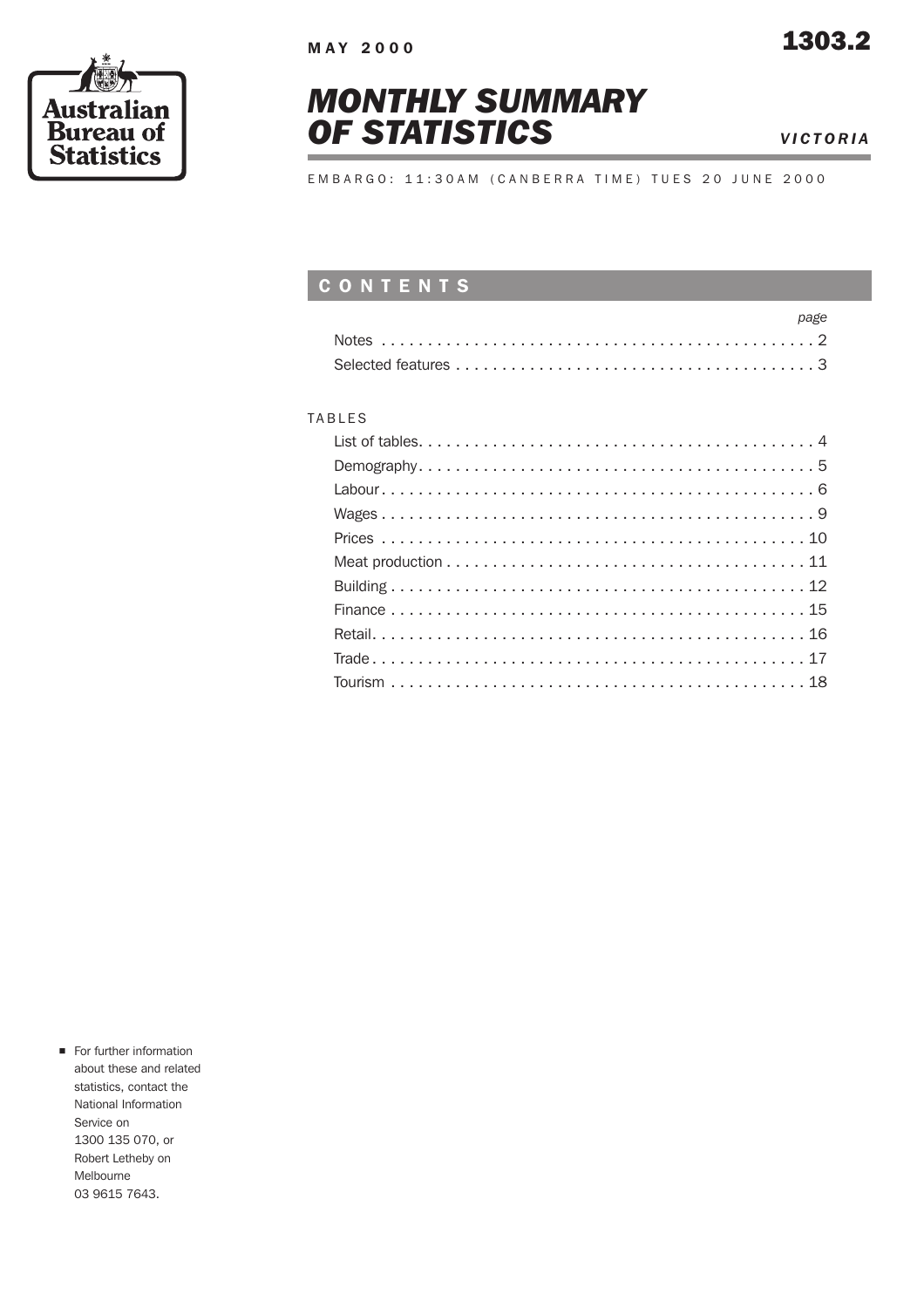MAY 2000

1303.2

Australian Bureau of Statistics

# *MONTHLY SUMMARY OF STATISTICS*

*VICTORIA*

EMBARGO: 11:30AM (CANBERRA TIME) TUES 20 JUNE 2000

## CONTENTS

| | *page* |
|---|---|
| Notes | 2 |
| Selected features | 3 |

TABLES

| | |
|---|---|
| List of tables | 4 |
| Demography | 5 |
| Labour | 6 |
| Wages | 9 |
| Prices | 10 |
| Meat production | 11 |
| Building | 12 |
| Finance | 15 |
| Retail | 16 |
| Trade | 17 |
| Tourism | 18 |

- For further information about these and related statistics, contact the National Information Service on 1300 135 070, or Robert Letheby on Melbourne 03 9615 7643.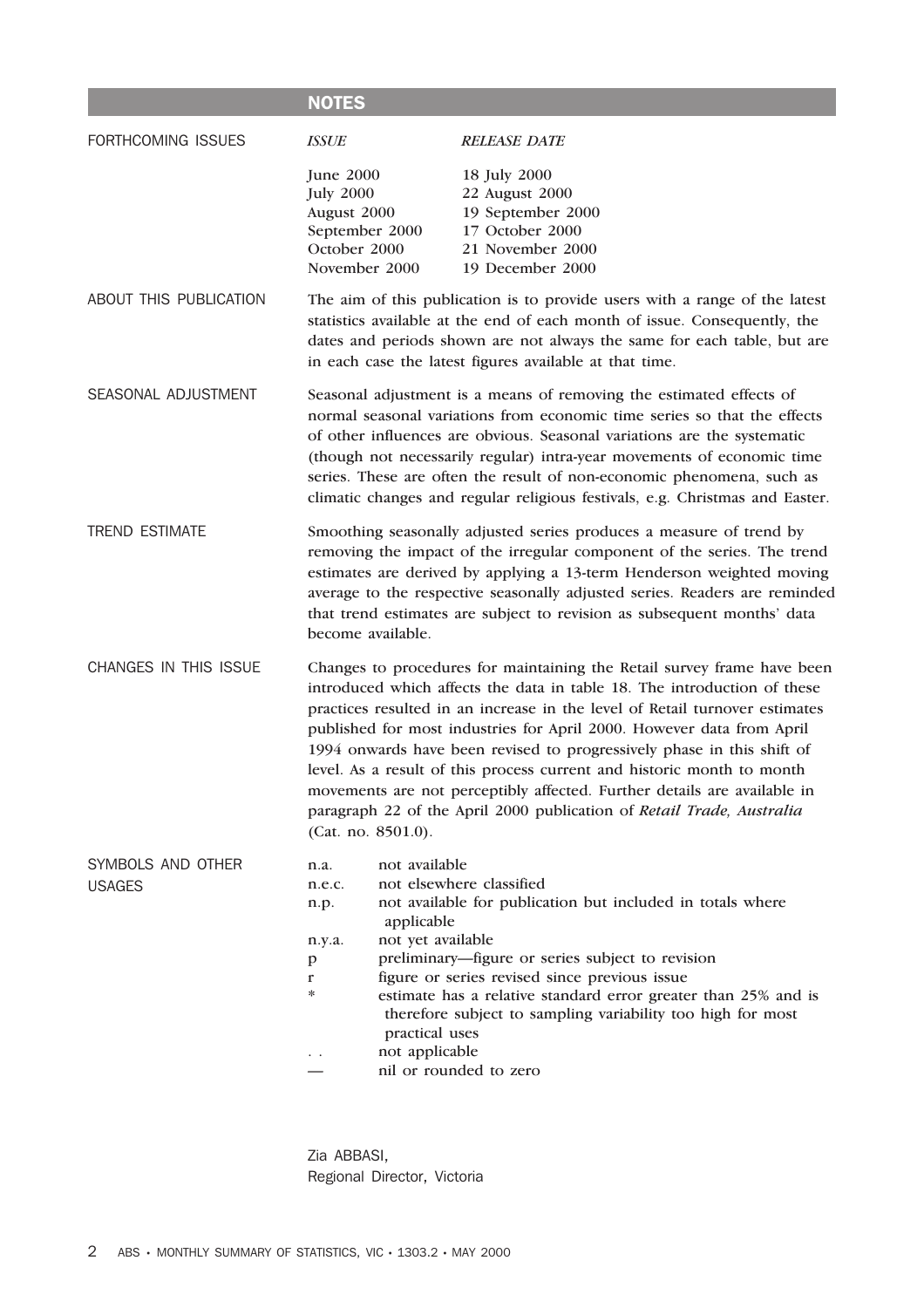## NOTES

### FORTHCOMING ISSUES

| *ISSUE* | *RELEASE DATE* |
|---|---|
| June 2000 | 18 July 2000 |
| July 2000 | 22 August 2000 |
| August 2000 | 19 September 2000 |
| September 2000 | 17 October 2000 |
| October 2000 | 21 November 2000 |
| November 2000 | 19 December 2000 |

### ABOUT THIS PUBLICATION

The aim of this publication is to provide users with a range of the latest statistics available at the end of each month of issue. Consequently, the dates and periods shown are not always the same for each table, but are in each case the latest figures available at that time.

### SEASONAL ADJUSTMENT

Seasonal adjustment is a means of removing the estimated effects of normal seasonal variations from economic time series so that the effects of other influences are obvious. Seasonal variations are the systematic (though not necessarily regular) intra-year movements of economic time series. These are often the result of non-economic phenomena, such as climatic changes and regular religious festivals, e.g. Christmas and Easter.

### TREND ESTIMATE

Smoothing seasonally adjusted series produces a measure of trend by removing the impact of the irregular component of the series. The trend estimates are derived by applying a 13-term Henderson weighted moving average to the respective seasonally adjusted series. Readers are reminded that trend estimates are subject to revision as subsequent months' data become available.

### CHANGES IN THIS ISSUE

Changes to procedures for maintaining the Retail survey frame have been introduced which affects the data in table 18. The introduction of these practices resulted in an increase in the level of Retail turnover estimates published for most industries for April 2000. However data from April 1994 onwards have been revised to progressively phase in this shift of level. As a result of this process current and historic month to month movements are not perceptibly affected. Further details are available in paragraph 22 of the April 2000 publication of *Retail Trade, Australia* (Cat. no. 8501.0).

### SYMBOLS AND OTHER USAGES

| | |
|---|---|
| n.a. | not available |
| n.e.c. | not elsewhere classified |
| n.p. | not available for publication but included in totals where applicable |
| n.y.a. | not yet available |
| p | preliminary—figure or series subject to revision |
| r | figure or series revised since previous issue |
| * | estimate has a relative standard error greater than 25% and is therefore subject to sampling variability too high for most practical uses |
| . . | not applicable |
| — | nil or rounded to zero |

Zia ABBASI,
Regional Director, Victoria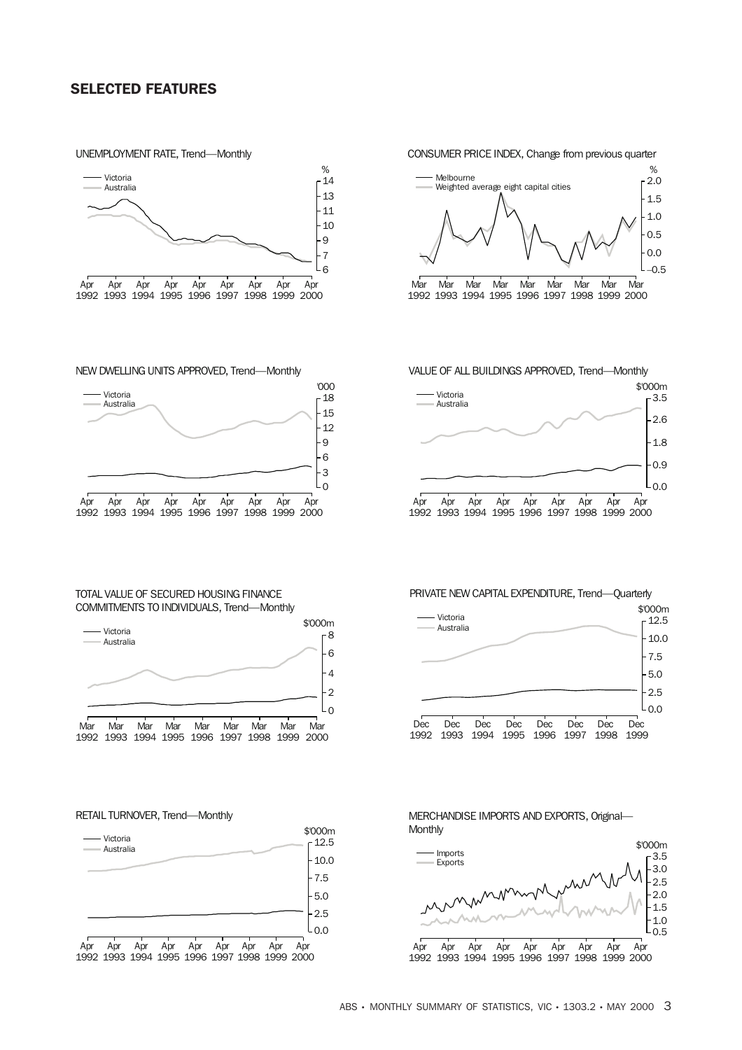## SELECTED FEATURES

UNEMPLOYMENT RATE, Trend—Monthly

— Victoria
— Australia

%: 14, 13, 11, 10, 9, 7, 6

Apr 1992, Apr 1993, Apr 1994, Apr 1995, Apr 1996, Apr 1997, Apr 1998, Apr 1999, Apr 2000

CONSUMER PRICE INDEX, Change from previous quarter

— Melbourne
— Weighted average eight capital cities

%: 2.0, 1.5, 1.0, 0.5, 0.0, –0.5

Mar 1992, Mar 1993, Mar 1994, Mar 1995, Mar 1996, Mar 1997, Mar 1998, Mar 1999, Mar 2000

NEW DWELLING UNITS APPROVED, Trend—Monthly

— Victoria
— Australia

'000: 18, 15, 12, 9, 6, 3, 0

Apr 1992, Apr 1993, Apr 1994, Apr 1995, Apr 1996, Apr 1997, Apr 1998, Apr 1999, Apr 2000

VALUE OF ALL BUILDINGS APPROVED, Trend—Monthly

— Victoria
— Australia

$'000m: 3.5, 2.6, 1.8, 0.9, 0.0

Apr 1992, Apr 1993, Apr 1994, Apr 1995, Apr 1996, Apr 1997, Apr 1998, Apr 1999, Apr 2000

TOTAL VALUE OF SECURED HOUSING FINANCE COMMITMENTS TO INDIVIDUALS, Trend—Monthly

— Victoria
— Australia

$'000m: 8, 6, 4, 2, 0

Mar 1992, Mar 1993, Mar 1994, Mar 1995, Mar 1996, Mar 1997, Mar 1998, Mar 1999, Mar 2000

PRIVATE NEW CAPITAL EXPENDITURE, Trend—Quarterly

— Victoria
— Australia

$'000m: 12.5, 10.0, 7.5, 5.0, 2.5, 0.0

Dec 1992, Dec 1993, Dec 1994, Dec 1995, Dec 1996, Dec 1997, Dec 1998, Dec 1999

RETAIL TURNOVER, Trend—Monthly

— Victoria
— Australia

$'000m: 12.5, 10.0, 7.5, 5.0, 2.5, 0.0

Apr 1992, Apr 1993, Apr 1994, Apr 1995, Apr 1996, Apr 1997, Apr 1998, Apr 1999, Apr 2000

MERCHANDISE IMPORTS AND EXPORTS, Original—Monthly

— Imports
— Exports

$'000m: 3.5, 3.0, 2.5, 2.0, 1.5, 1.0, 0.5

Apr 1992, Apr 1993, Apr 1994, Apr 1995, Apr 1996, Apr 1997, Apr 1998, Apr 1999, Apr 2000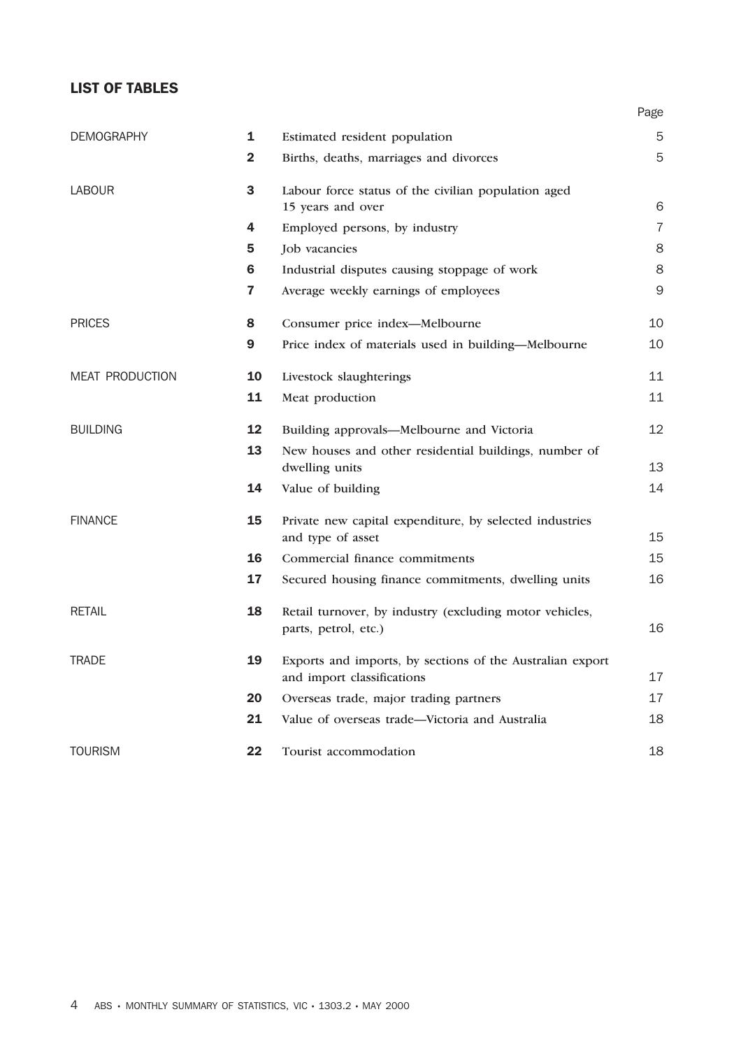## LIST OF TABLES

| | | | Page |
|---|---|---|---|
| DEMOGRAPHY | **1** | Estimated resident population | 5 |
| | **2** | Births, deaths, marriages and divorces | 5 |
| LABOUR | **3** | Labour force status of the civilian population aged 15 years and over | 6 |
| | **4** | Employed persons, by industry | 7 |
| | **5** | Job vacancies | 8 |
| | **6** | Industrial disputes causing stoppage of work | 8 |
| | **7** | Average weekly earnings of employees | 9 |
| PRICES | **8** | Consumer price index—Melbourne | 10 |
| | **9** | Price index of materials used in building—Melbourne | 10 |
| MEAT PRODUCTION | **10** | Livestock slaughterings | 11 |
| | **11** | Meat production | 11 |
| BUILDING | **12** | Building approvals—Melbourne and Victoria | 12 |
| | **13** | New houses and other residential buildings, number of dwelling units | 13 |
| | **14** | Value of building | 14 |
| FINANCE | **15** | Private new capital expenditure, by selected industries and type of asset | 15 |
| | **16** | Commercial finance commitments | 15 |
| | **17** | Secured housing finance commitments, dwelling units | 16 |
| RETAIL | **18** | Retail turnover, by industry (excluding motor vehicles, parts, petrol, etc.) | 16 |
| TRADE | **19** | Exports and imports, by sections of the Australian export and import classifications | 17 |
| | **20** | Overseas trade, major trading partners | 17 |
| | **21** | Value of overseas trade—Victoria and Australia | 18 |
| TOURISM | **22** | Tourist accommodation | 18 |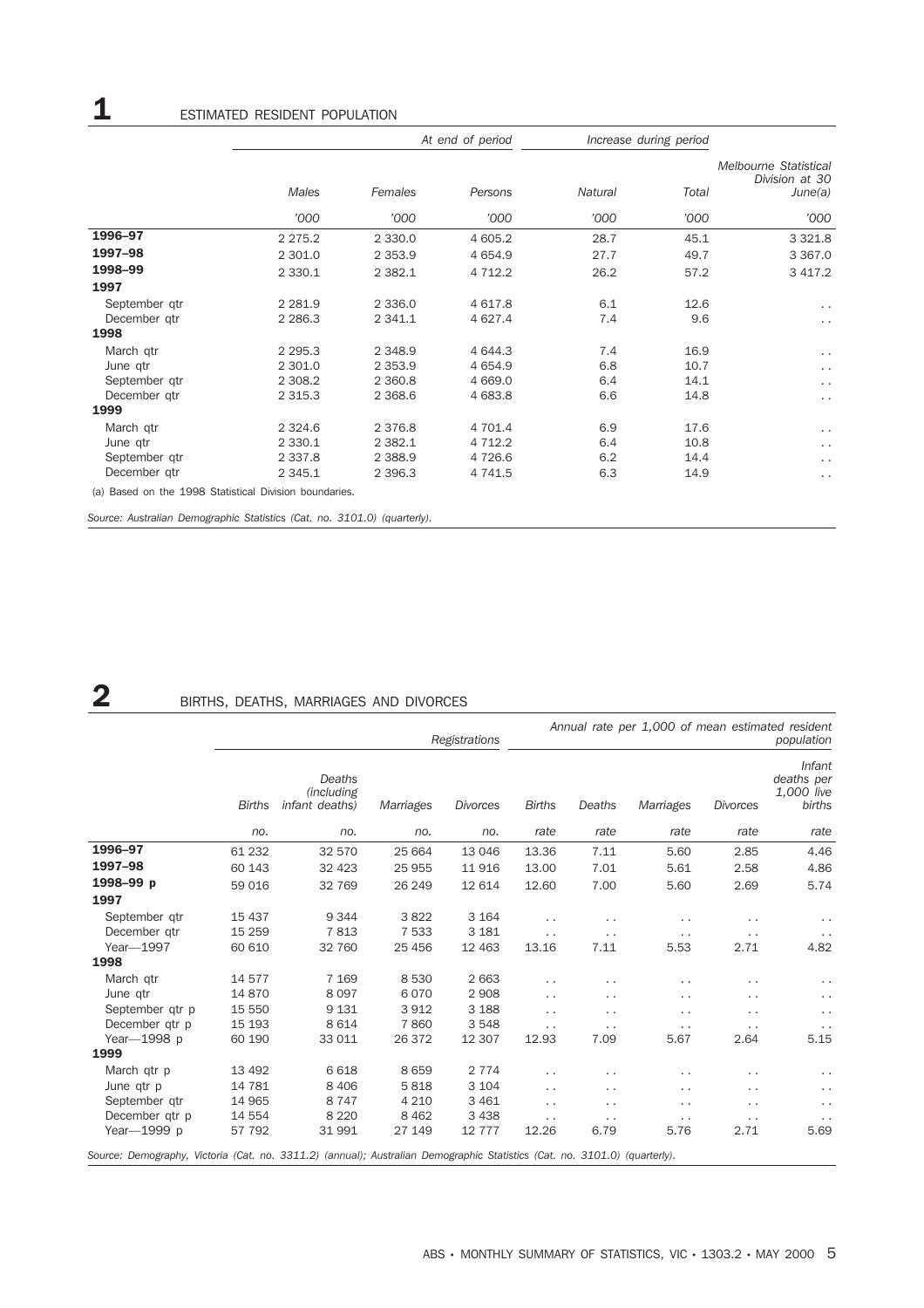# 1 ESTIMATED RESIDENT POPULATION

| | At end of period | | | Increase during period | | |
|---|---|---|---|---|---|---|
| | Males | Females | Persons | Natural | Total | Melbourne Statistical Division at 30 June(a) |
| | '000 | '000 | '000 | '000 | '000 | '000 |
| **1996–97** | 2 275.2 | 2 330.0 | 4 605.2 | 28.7 | 45.1 | 3 321.8 |
| **1997–98** | 2 301.0 | 2 353.9 | 4 654.9 | 27.7 | 49.7 | 3 367.0 |
| **1998–99** | 2 330.1 | 2 382.1 | 4 712.2 | 26.2 | 57.2 | 3 417.2 |
| **1997** | | | | | | |
| September qtr | 2 281.9 | 2 336.0 | 4 617.8 | 6.1 | 12.6 | . . |
| December qtr | 2 286.3 | 2 341.1 | 4 627.4 | 7.4 | 9.6 | . . |
| **1998** | | | | | | |
| March qtr | 2 295.3 | 2 348.9 | 4 644.3 | 7.4 | 16.9 | . . |
| June qtr | 2 301.0 | 2 353.9 | 4 654.9 | 6.8 | 10.7 | . . |
| September qtr | 2 308.2 | 2 360.8 | 4 669.0 | 6.4 | 14.1 | . . |
| December qtr | 2 315.3 | 2 368.6 | 4 683.8 | 6.6 | 14.8 | . . |
| **1999** | | | | | | |
| March qtr | 2 324.6 | 2 376.8 | 4 701.4 | 6.9 | 17.6 | . . |
| June qtr | 2 330.1 | 2 382.1 | 4 712.2 | 6.4 | 10.8 | . . |
| September qtr | 2 337.8 | 2 388.9 | 4 726.6 | 6.2 | 14.4 | . . |
| December qtr | 2 345.1 | 2 396.3 | 4 741.5 | 6.3 | 14.9 | . . |

(a) Based on the 1998 Statistical Division boundaries.

*Source: Australian Demographic Statistics (Cat. no. 3101.0) (quarterly).*

# 2 BIRTHS, DEATHS, MARRIAGES AND DIVORCES

| | Registrations | | | | Annual rate per 1,000 of mean estimated resident population | | | | |
|---|---|---|---|---|---|---|---|---|---|
| | Births | Deaths (including infant deaths) | Marriages | Divorces | Births | Deaths | Marriages | Divorces | Infant deaths per 1,000 live births |
| | no. | no. | no. | no. | rate | rate | rate | rate | rate |
| **1996–97** | 61 232 | 32 570 | 25 664 | 13 046 | 13.36 | 7.11 | 5.60 | 2.85 | 4.46 |
| **1997–98** | 60 143 | 32 423 | 25 955 | 11 916 | 13.00 | 7.01 | 5.61 | 2.58 | 4.86 |
| **1998–99 p** | 59 016 | 32 769 | 26 249 | 12 614 | 12.60 | 7.00 | 5.60 | 2.69 | 5.74 |
| **1997** | | | | | | | | | |
| September qtr | 15 437 | 9 344 | 3 822 | 3 164 | . . | . . | . . | . . | . . |
| December qtr | 15 259 | 7 813 | 7 533 | 3 181 | . . | . . | . . | . . | . . |
| Year—1997 | 60 610 | 32 760 | 25 456 | 12 463 | 13.16 | 7.11 | 5.53 | 2.71 | 4.82 |
| **1998** | | | | | | | | | |
| March qtr | 14 577 | 7 169 | 8 530 | 2 663 | . . | . . | . . | . . | . . |
| June qtr | 14 870 | 8 097 | 6 070 | 2 908 | . . | . . | . . | . . | . . |
| September qtr p | 15 550 | 9 131 | 3 912 | 3 188 | . . | . . | . . | . . | . . |
| December qtr p | 15 193 | 8 614 | 7 860 | 3 548 | . . | . . | . . | . . | . . |
| Year—1998 p | 60 190 | 33 011 | 26 372 | 12 307 | 12.93 | 7.09 | 5.67 | 2.64 | 5.15 |
| **1999** | | | | | | | | | |
| March qtr p | 13 492 | 6 618 | 8 659 | 2 774 | . . | . . | . . | . . | . . |
| June qtr p | 14 781 | 8 406 | 5 818 | 3 104 | . . | . . | . . | . . | . . |
| September qtr | 14 965 | 8 747 | 4 210 | 3 461 | . . | . . | . . | . . | . . |
| December qtr p | 14 554 | 8 220 | 8 462 | 3 438 | . . | . . | . . | . . | . . |
| Year—1999 p | 57 792 | 31 991 | 27 149 | 12 777 | 12.26 | 6.79 | 5.76 | 2.71 | 5.69 |

*Source: Demography, Victoria (Cat. no. 3311.2) (annual); Australian Demographic Statistics (Cat. no. 3101.0) (quarterly).*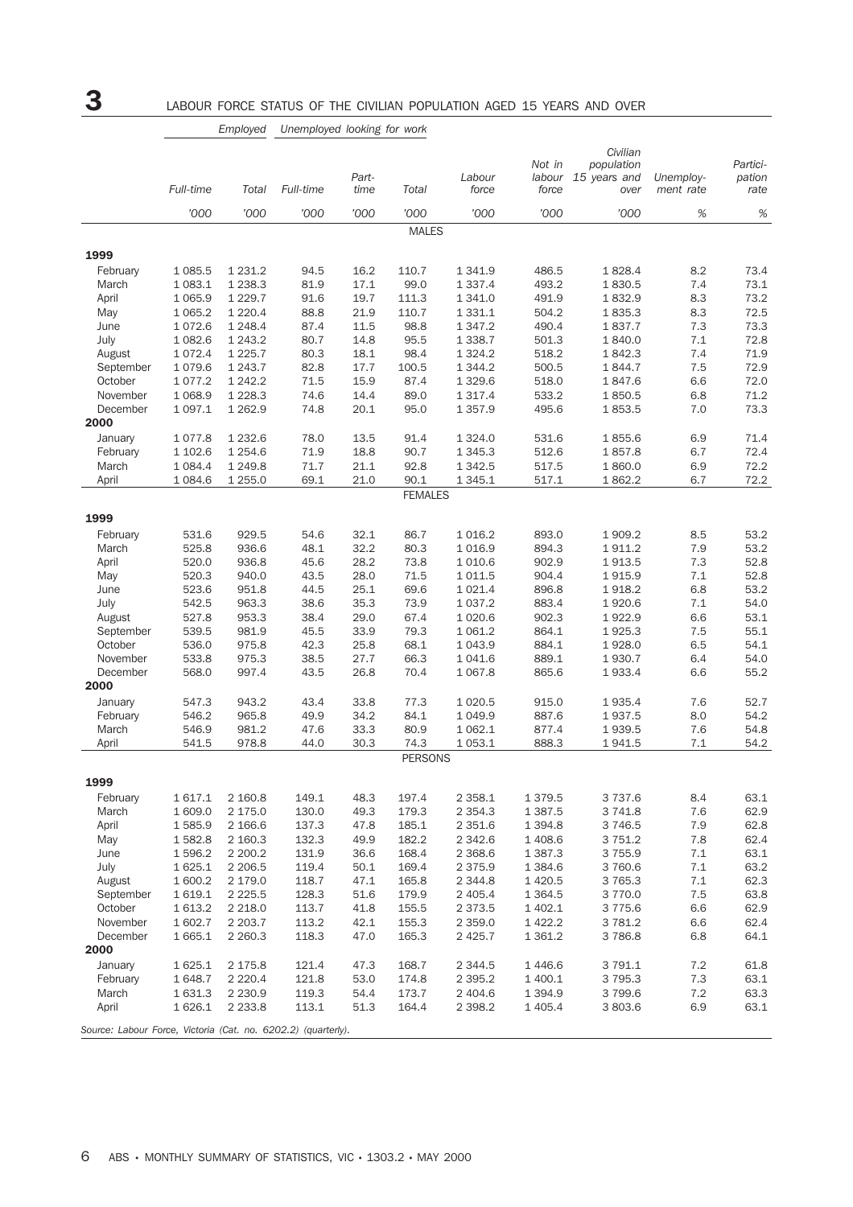# 3 LABOUR FORCE STATUS OF THE CIVILIAN POPULATION AGED 15 YEARS AND OVER

| | *Employed* | | *Unemployed looking for work* | | | | | | | |
|---|---|---|---|---|---|---|---|---|---|---|
| | *Full-time* | *Total* | *Full-time* | *Part-time* | *Total* | *Labour force* | *Not in labour force* | *Civilian population 15 years and over* | *Unemploy-ment rate* | *Partici-pation rate* |
| | *'000* | *'000* | *'000* | *'000* | *'000* | *'000* | *'000* | *'000* | *%* | *%* |
| | | | | | MALES | | | | | |
| **1999** | | | | | | | | | | |
| February | 1 085.5 | 1 231.2 | 94.5 | 16.2 | 110.7 | 1 341.9 | 486.5 | 1 828.4 | 8.2 | 73.4 |
| March | 1 083.1 | 1 238.3 | 81.9 | 17.1 | 99.0 | 1 337.4 | 493.2 | 1 830.5 | 7.4 | 73.1 |
| April | 1 065.9 | 1 229.7 | 91.6 | 19.7 | 111.3 | 1 341.0 | 491.9 | 1 832.9 | 8.3 | 73.2 |
| May | 1 065.2 | 1 220.4 | 88.8 | 21.9 | 110.7 | 1 331.1 | 504.2 | 1 835.3 | 8.3 | 72.5 |
| June | 1 072.6 | 1 248.4 | 87.4 | 11.5 | 98.8 | 1 347.2 | 490.4 | 1 837.7 | 7.3 | 73.3 |
| July | 1 082.6 | 1 243.2 | 80.7 | 14.8 | 95.5 | 1 338.7 | 501.3 | 1 840.0 | 7.1 | 72.8 |
| August | 1 072.4 | 1 225.7 | 80.3 | 18.1 | 98.4 | 1 324.2 | 518.2 | 1 842.3 | 7.4 | 71.9 |
| September | 1 079.6 | 1 243.7 | 82.8 | 17.7 | 100.5 | 1 344.2 | 500.5 | 1 844.7 | 7.5 | 72.9 |
| October | 1 077.2 | 1 242.2 | 71.5 | 15.9 | 87.4 | 1 329.6 | 518.0 | 1 847.6 | 6.6 | 72.0 |
| November | 1 068.9 | 1 228.3 | 74.6 | 14.4 | 89.0 | 1 317.4 | 533.2 | 1 850.5 | 6.8 | 71.2 |
| December | 1 097.1 | 1 262.9 | 74.8 | 20.1 | 95.0 | 1 357.9 | 495.6 | 1 853.5 | 7.0 | 73.3 |
| **2000** | | | | | | | | | | |
| January | 1 077.8 | 1 232.6 | 78.0 | 13.5 | 91.4 | 1 324.0 | 531.6 | 1 855.6 | 6.9 | 71.4 |
| February | 1 102.6 | 1 254.6 | 71.9 | 18.8 | 90.7 | 1 345.3 | 512.6 | 1 857.8 | 6.7 | 72.4 |
| March | 1 084.4 | 1 249.8 | 71.7 | 21.1 | 92.8 | 1 342.5 | 517.5 | 1 860.0 | 6.9 | 72.2 |
| April | 1 084.6 | 1 255.0 | 69.1 | 21.0 | 90.1 | 1 345.1 | 517.1 | 1 862.2 | 6.7 | 72.2 |
| | | | | | FEMALES | | | | | |
| **1999** | | | | | | | | | | |
| February | 531.6 | 929.5 | 54.6 | 32.1 | 86.7 | 1 016.2 | 893.0 | 1 909.2 | 8.5 | 53.2 |
| March | 525.8 | 936.6 | 48.1 | 32.2 | 80.3 | 1 016.9 | 894.3 | 1 911.2 | 7.9 | 53.2 |
| April | 520.0 | 936.8 | 45.6 | 28.2 | 73.8 | 1 010.6 | 902.9 | 1 913.5 | 7.3 | 52.8 |
| May | 520.3 | 940.0 | 43.5 | 28.0 | 71.5 | 1 011.5 | 904.4 | 1 915.9 | 7.1 | 52.8 |
| June | 523.6 | 951.8 | 44.5 | 25.1 | 69.6 | 1 021.4 | 896.8 | 1 918.2 | 6.8 | 53.2 |
| July | 542.5 | 963.3 | 38.6 | 35.3 | 73.9 | 1 037.2 | 883.4 | 1 920.6 | 7.1 | 54.0 |
| August | 527.8 | 953.3 | 38.4 | 29.0 | 67.4 | 1 020.6 | 902.3 | 1 922.9 | 6.6 | 53.1 |
| September | 539.5 | 981.9 | 45.5 | 33.9 | 79.3 | 1 061.2 | 864.1 | 1 925.3 | 7.5 | 55.1 |
| October | 536.0 | 975.8 | 42.3 | 25.8 | 68.1 | 1 043.9 | 884.1 | 1 928.0 | 6.5 | 54.1 |
| November | 533.8 | 975.3 | 38.5 | 27.7 | 66.3 | 1 041.6 | 889.1 | 1 930.7 | 6.4 | 54.0 |
| December | 568.0 | 997.4 | 43.5 | 26.8 | 70.4 | 1 067.8 | 865.6 | 1 933.4 | 6.6 | 55.2 |
| **2000** | | | | | | | | | | |
| January | 547.3 | 943.2 | 43.4 | 33.8 | 77.3 | 1 020.5 | 915.0 | 1 935.4 | 7.6 | 52.7 |
| February | 546.2 | 965.8 | 49.9 | 34.2 | 84.1 | 1 049.9 | 887.6 | 1 937.5 | 8.0 | 54.2 |
| March | 546.9 | 981.2 | 47.6 | 33.3 | 80.9 | 1 062.1 | 877.4 | 1 939.5 | 7.6 | 54.8 |
| April | 541.5 | 978.8 | 44.0 | 30.3 | 74.3 | 1 053.1 | 888.3 | 1 941.5 | 7.1 | 54.2 |
| | | | | | PERSONS | | | | | |
| **1999** | | | | | | | | | | |
| February | 1 617.1 | 2 160.8 | 149.1 | 48.3 | 197.4 | 2 358.1 | 1 379.5 | 3 737.6 | 8.4 | 63.1 |
| March | 1 609.0 | 2 175.0 | 130.0 | 49.3 | 179.3 | 2 354.3 | 1 387.5 | 3 741.8 | 7.6 | 62.9 |
| April | 1 585.9 | 2 166.6 | 137.3 | 47.8 | 185.1 | 2 351.6 | 1 394.8 | 3 746.5 | 7.9 | 62.8 |
| May | 1 582.8 | 2 160.3 | 132.3 | 49.9 | 182.2 | 2 342.6 | 1 408.6 | 3 751.2 | 7.8 | 62.4 |
| June | 1 596.2 | 2 200.2 | 131.9 | 36.6 | 168.4 | 2 368.6 | 1 387.3 | 3 755.9 | 7.1 | 63.1 |
| July | 1 625.1 | 2 206.5 | 119.4 | 50.1 | 169.4 | 2 375.9 | 1 384.6 | 3 760.6 | 7.1 | 63.2 |
| August | 1 600.2 | 2 179.0 | 118.7 | 47.1 | 165.8 | 2 344.8 | 1 420.5 | 3 765.3 | 7.1 | 62.3 |
| September | 1 619.1 | 2 225.5 | 128.3 | 51.6 | 179.9 | 2 405.4 | 1 364.5 | 3 770.0 | 7.5 | 63.8 |
| October | 1 613.2 | 2 218.0 | 113.7 | 41.8 | 155.5 | 2 373.5 | 1 402.1 | 3 775.6 | 6.6 | 62.9 |
| November | 1 602.7 | 2 203.7 | 113.2 | 42.1 | 155.3 | 2 359.0 | 1 422.2 | 3 781.2 | 6.6 | 62.4 |
| December | 1 665.1 | 2 260.3 | 118.3 | 47.0 | 165.3 | 2 425.7 | 1 361.2 | 3 786.8 | 6.8 | 64.1 |
| **2000** | | | | | | | | | | |
| January | 1 625.1 | 2 175.8 | 121.4 | 47.3 | 168.7 | 2 344.5 | 1 446.6 | 3 791.1 | 7.2 | 61.8 |
| February | 1 648.7 | 2 220.4 | 121.8 | 53.0 | 174.8 | 2 395.2 | 1 400.1 | 3 795.3 | 7.3 | 63.1 |
| March | 1 631.3 | 2 230.9 | 119.3 | 54.4 | 173.7 | 2 404.6 | 1 394.9 | 3 799.6 | 7.2 | 63.3 |
| April | 1 626.1 | 2 233.8 | 113.1 | 51.3 | 164.4 | 2 398.2 | 1 405.4 | 3 803.6 | 6.9 | 63.1 |

*Source: Labour Force, Victoria (Cat. no. 6202.2) (quarterly).*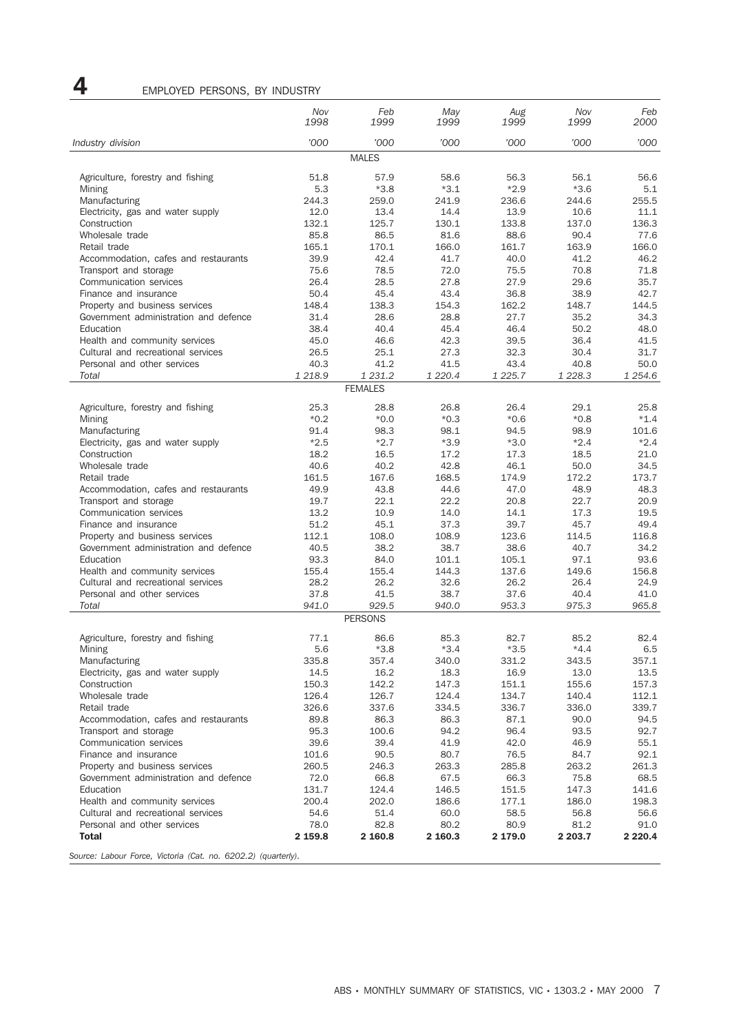## 4 EMPLOYED PERSONS, BY INDUSTRY

| Industry division | Nov 1998 '000 | Feb 1999 '000 | May 1999 '000 | Aug 1999 '000 | Nov 1999 '000 | Feb 2000 '000 |
|---|---|---|---|---|---|---|
| **MALES** | | | | | | |
| Agriculture, forestry and fishing | 51.8 | 57.9 | 58.6 | 56.3 | 56.1 | 56.6 |
| Mining | 5.3 | *3.8 | *3.1 | *2.9 | *3.6 | 5.1 |
| Manufacturing | 244.3 | 259.0 | 241.9 | 236.6 | 244.6 | 255.5 |
| Electricity, gas and water supply | 12.0 | 13.4 | 14.4 | 13.9 | 10.6 | 11.1 |
| Construction | 132.1 | 125.7 | 130.1 | 133.8 | 137.0 | 136.3 |
| Wholesale trade | 85.8 | 86.5 | 81.6 | 88.6 | 90.4 | 77.6 |
| Retail trade | 165.1 | 170.1 | 166.0 | 161.7 | 163.9 | 166.0 |
| Accommodation, cafes and restaurants | 39.9 | 42.4 | 41.7 | 40.0 | 41.2 | 46.2 |
| Transport and storage | 75.6 | 78.5 | 72.0 | 75.5 | 70.8 | 71.8 |
| Communication services | 26.4 | 28.5 | 27.8 | 27.9 | 29.6 | 35.7 |
| Finance and insurance | 50.4 | 45.4 | 43.4 | 36.8 | 38.9 | 42.7 |
| Property and business services | 148.4 | 138.3 | 154.3 | 162.2 | 148.7 | 144.5 |
| Government administration and defence | 31.4 | 28.6 | 28.8 | 27.7 | 35.2 | 34.3 |
| Education | 38.4 | 40.4 | 45.4 | 46.4 | 50.2 | 48.0 |
| Health and community services | 45.0 | 46.6 | 42.3 | 39.5 | 36.4 | 41.5 |
| Cultural and recreational services | 26.5 | 25.1 | 27.3 | 32.3 | 30.4 | 31.7 |
| Personal and other services | 40.3 | 41.2 | 41.5 | 43.4 | 40.8 | 50.0 |
| *Total* | *1 218.9* | *1 231.2* | *1 220.4* | *1 225.7* | *1 228.3* | *1 254.6* |
| **FEMALES** | | | | | | |
| Agriculture, forestry and fishing | 25.3 | 28.8 | 26.8 | 26.4 | 29.1 | 25.8 |
| Mining | *0.2 | *0.0 | *0.3 | *0.6 | *0.8 | *1.4 |
| Manufacturing | 91.4 | 98.3 | 98.1 | 94.5 | 98.9 | 101.6 |
| Electricity, gas and water supply | *2.5 | *2.7 | *3.9 | *3.0 | *2.4 | *2.4 |
| Construction | 18.2 | 16.5 | 17.2 | 17.3 | 18.5 | 21.0 |
| Wholesale trade | 40.6 | 40.2 | 42.8 | 46.1 | 50.0 | 34.5 |
| Retail trade | 161.5 | 167.6 | 168.5 | 174.9 | 172.2 | 173.7 |
| Accommodation, cafes and restaurants | 49.9 | 43.8 | 44.6 | 47.0 | 48.9 | 48.3 |
| Transport and storage | 19.7 | 22.1 | 22.2 | 20.8 | 22.7 | 20.9 |
| Communication services | 13.2 | 10.9 | 14.0 | 14.1 | 17.3 | 19.5 |
| Finance and insurance | 51.2 | 45.1 | 37.3 | 39.7 | 45.7 | 49.4 |
| Property and business services | 112.1 | 108.0 | 108.9 | 123.6 | 114.5 | 116.8 |
| Government administration and defence | 40.5 | 38.2 | 38.7 | 38.6 | 40.7 | 34.2 |
| Education | 93.3 | 84.0 | 101.1 | 105.1 | 97.1 | 93.6 |
| Health and community services | 155.4 | 155.4 | 144.3 | 137.6 | 149.6 | 156.8 |
| Cultural and recreational services | 28.2 | 26.2 | 32.6 | 26.2 | 26.4 | 24.9 |
| Personal and other services | 37.8 | 41.5 | 38.7 | 37.6 | 40.4 | 41.0 |
| *Total* | *941.0* | *929.5* | *940.0* | *953.3* | *975.3* | *965.8* |
| **PERSONS** | | | | | | |
| Agriculture, forestry and fishing | 77.1 | 86.6 | 85.3 | 82.7 | 85.2 | 82.4 |
| Mining | 5.6 | *3.8 | *3.4 | *3.5 | *4.4 | 6.5 |
| Manufacturing | 335.8 | 357.4 | 340.0 | 331.2 | 343.5 | 357.1 |
| Electricity, gas and water supply | 14.5 | 16.2 | 18.3 | 16.9 | 13.0 | 13.5 |
| Construction | 150.3 | 142.2 | 147.3 | 151.1 | 155.6 | 157.3 |
| Wholesale trade | 126.4 | 126.7 | 124.4 | 134.7 | 140.4 | 112.1 |
| Retail trade | 326.6 | 337.6 | 334.5 | 336.7 | 336.0 | 339.7 |
| Accommodation, cafes and restaurants | 89.8 | 86.3 | 86.3 | 87.1 | 90.0 | 94.5 |
| Transport and storage | 95.3 | 100.6 | 94.2 | 96.4 | 93.5 | 92.7 |
| Communication services | 39.6 | 39.4 | 41.9 | 42.0 | 46.9 | 55.1 |
| Finance and insurance | 101.6 | 90.5 | 80.7 | 76.5 | 84.7 | 92.1 |
| Property and business services | 260.5 | 246.3 | 263.3 | 285.8 | 263.2 | 261.3 |
| Government administration and defence | 72.0 | 66.8 | 67.5 | 66.3 | 75.8 | 68.5 |
| Education | 131.7 | 124.4 | 146.5 | 151.5 | 147.3 | 141.6 |
| Health and community services | 200.4 | 202.0 | 186.6 | 177.1 | 186.0 | 198.3 |
| Cultural and recreational services | 54.6 | 51.4 | 60.0 | 58.5 | 56.8 | 56.6 |
| Personal and other services | 78.0 | 82.8 | 80.2 | 80.9 | 81.2 | 91.0 |
| **Total** | **2 159.8** | **2 160.8** | **2 160.3** | **2 179.0** | **2 203.7** | **2 220.4** |

*Source: Labour Force, Victoria (Cat. no. 6202.2) (quarterly).*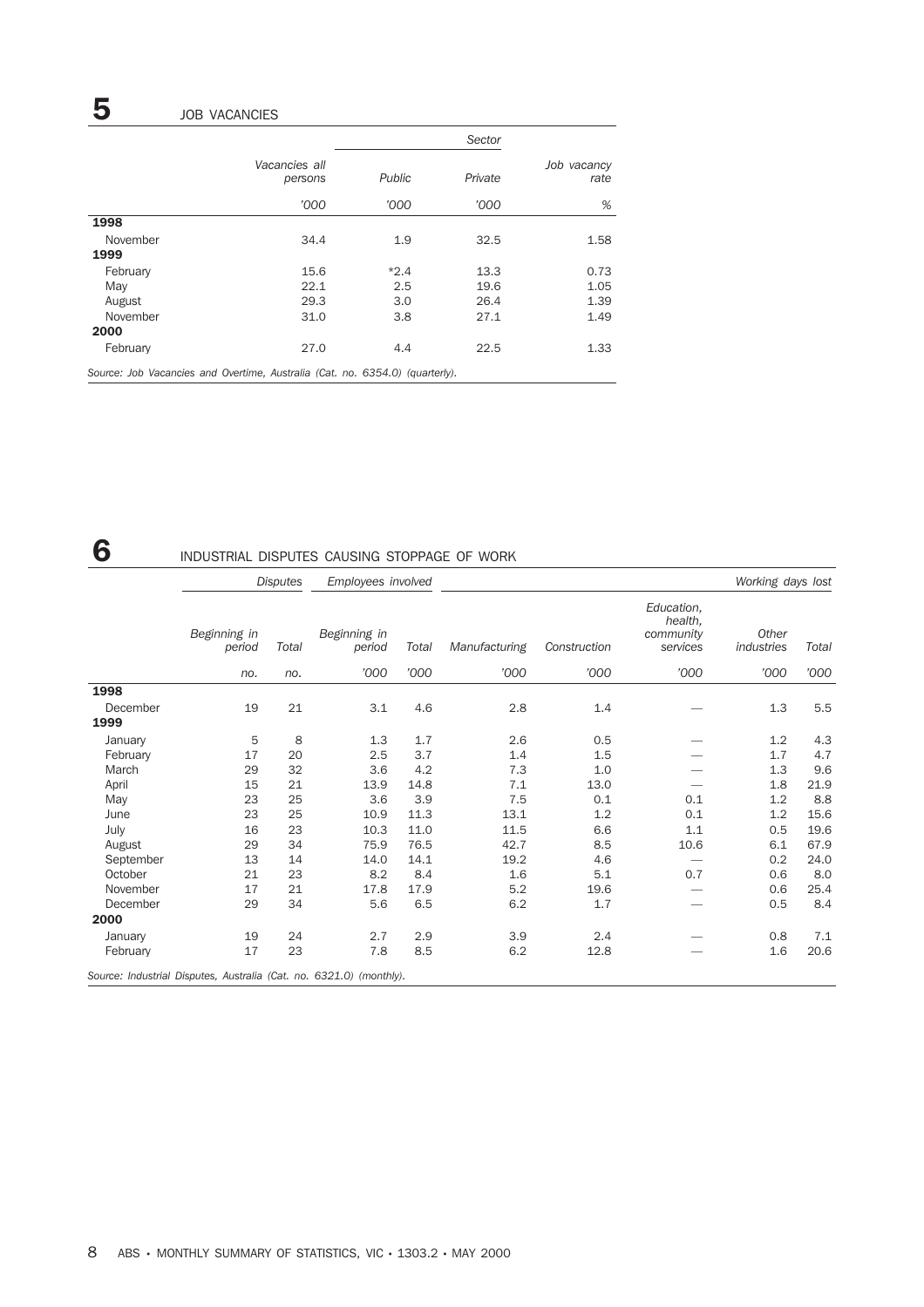## 5 JOB VACANCIES

| | Vacancies all persons | Sector | | Job vacancy rate |
|---|---|---|---|---|
| | | Public | Private | |
| | '000 | '000 | '000 | % |
| **1998** | | | | |
| November | 34.4 | 1.9 | 32.5 | 1.58 |
| **1999** | | | | |
| February | 15.6 | *2.4 | 13.3 | 0.73 |
| May | 22.1 | 2.5 | 19.6 | 1.05 |
| August | 29.3 | 3.0 | 26.4 | 1.39 |
| November | 31.0 | 3.8 | 27.1 | 1.49 |
| **2000** | | | | |
| February | 27.0 | 4.4 | 22.5 | 1.33 |

*Source: Job Vacancies and Overtime, Australia (Cat. no. 6354.0) (quarterly).*

## 6 INDUSTRIAL DISPUTES CAUSING STOPPAGE OF WORK

| | *Disputes* | | *Employees involved* | | *Working days lost* | | | | |
|---|---|---|---|---|---|---|---|---|---|
| | Beginning in period | Total | Beginning in period | Total | Manufacturing | Construction | Education, health, community services | Other industries | Total |
| | no. | no. | '000 | '000 | '000 | '000 | '000 | '000 | '000 |
| **1998** | | | | | | | | | |
| December | 19 | 21 | 3.1 | 4.6 | 2.8 | 1.4 | — | 1.3 | 5.5 |
| **1999** | | | | | | | | | |
| January | 5 | 8 | 1.3 | 1.7 | 2.6 | 0.5 | — | 1.2 | 4.3 |
| February | 17 | 20 | 2.5 | 3.7 | 1.4 | 1.5 | — | 1.7 | 4.7 |
| March | 29 | 32 | 3.6 | 4.2 | 7.3 | 1.0 | — | 1.3 | 9.6 |
| April | 15 | 21 | 13.9 | 14.8 | 7.1 | 13.0 | — | 1.8 | 21.9 |
| May | 23 | 25 | 3.6 | 3.9 | 7.5 | 0.1 | 0.1 | 1.2 | 8.8 |
| June | 23 | 25 | 10.9 | 11.3 | 13.1 | 1.2 | 0.1 | 1.2 | 15.6 |
| July | 16 | 23 | 10.3 | 11.0 | 11.5 | 6.6 | 1.1 | 0.5 | 19.6 |
| August | 29 | 34 | 75.9 | 76.5 | 42.7 | 8.5 | 10.6 | 6.1 | 67.9 |
| September | 13 | 14 | 14.0 | 14.1 | 19.2 | 4.6 | — | 0.2 | 24.0 |
| October | 21 | 23 | 8.2 | 8.4 | 1.6 | 5.1 | 0.7 | 0.6 | 8.0 |
| November | 17 | 21 | 17.8 | 17.9 | 5.2 | 19.6 | — | 0.6 | 25.4 |
| December | 29 | 34 | 5.6 | 6.5 | 6.2 | 1.7 | — | 0.5 | 8.4 |
| **2000** | | | | | | | | | |
| January | 19 | 24 | 2.7 | 2.9 | 3.9 | 2.4 | — | 0.8 | 7.1 |
| February | 17 | 23 | 7.8 | 8.5 | 6.2 | 12.8 | — | 1.6 | 20.6 |

*Source: Industrial Disputes, Australia (Cat. no. 6321.0) (monthly).*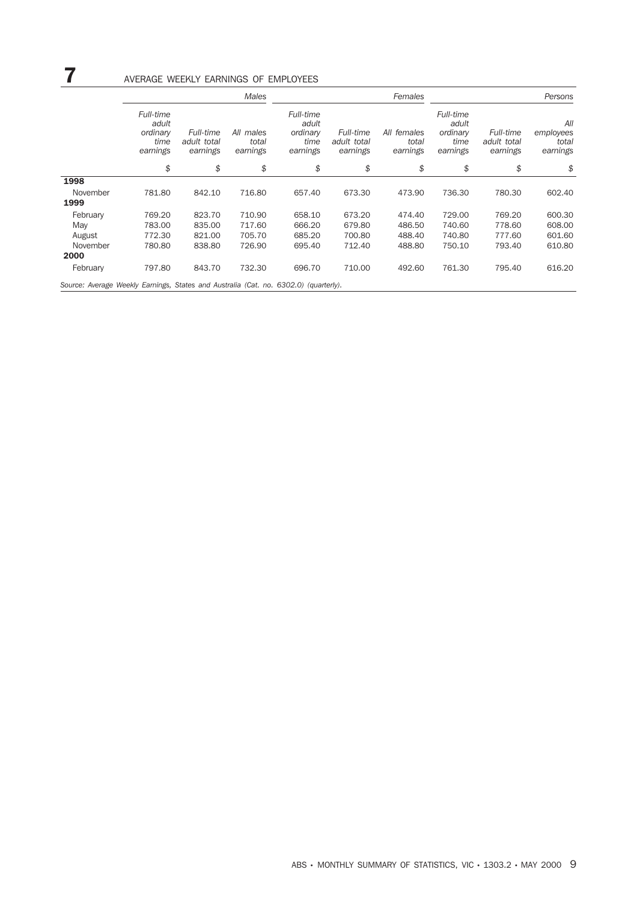# 7 AVERAGE WEEKLY EARNINGS OF EMPLOYEES

| | *Males* | | | *Females* | | | *Persons* | | |
|---|---|---|---|---|---|---|---|---|---|
| | *Full-time adult ordinary time earnings* | *Full-time adult total earnings* | *All males total earnings* | *Full-time adult ordinary time earnings* | *Full-time adult total earnings* | *All females total earnings* | *Full-time adult ordinary time earnings* | *Full-time adult total earnings* | *All employees total earnings* |
| | $ | $ | $ | $ | $ | $ | $ | $ | $ |
| **1998** | | | | | | | | | |
| November | 781.80 | 842.10 | 716.80 | 657.40 | 673.30 | 473.90 | 736.30 | 780.30 | 602.40 |
| **1999** | | | | | | | | | |
| February | 769.20 | 823.70 | 710.90 | 658.10 | 673.20 | 474.40 | 729.00 | 769.20 | 600.30 |
| May | 783.00 | 835.00 | 717.60 | 666.20 | 679.80 | 486.50 | 740.60 | 778.60 | 608.00 |
| August | 772.30 | 821.00 | 705.70 | 685.20 | 700.80 | 488.40 | 740.80 | 777.60 | 601.60 |
| November | 780.80 | 838.80 | 726.90 | 695.40 | 712.40 | 488.80 | 750.10 | 793.40 | 610.80 |
| **2000** | | | | | | | | | |
| February | 797.80 | 843.70 | 732.30 | 696.70 | 710.00 | 492.60 | 761.30 | 795.40 | 616.20 |

*Source: Average Weekly Earnings, States and Australia (Cat. no. 6302.0) (quarterly).*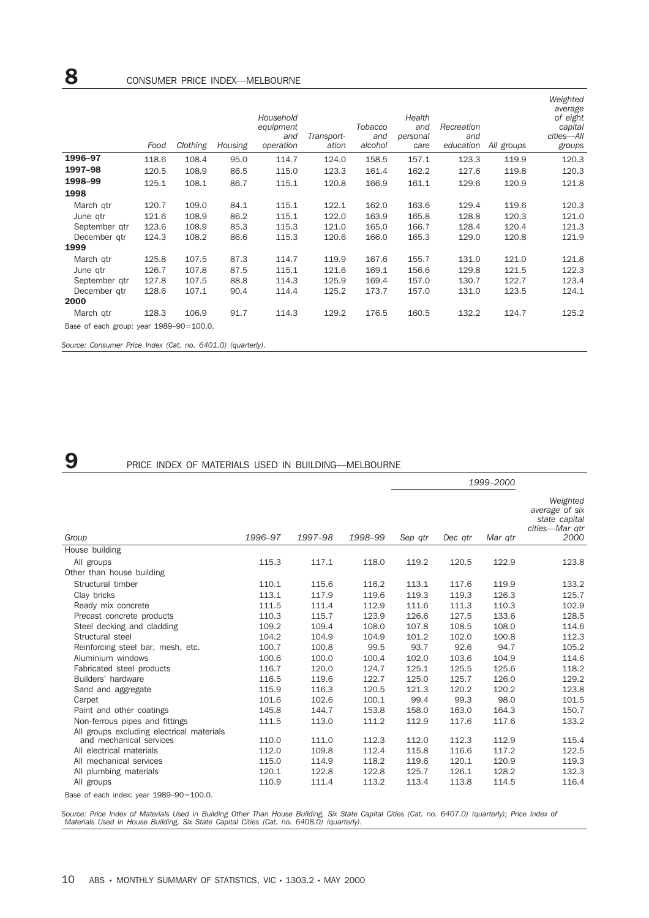## 8 CONSUMER PRICE INDEX—MELBOURNE

| | Food | Clothing | Housing | Household equipment and operation | Transport-ation | Tobacco and alcohol | Health and personal care | Recreation and education | All groups | Weighted average of eight capital cities—All groups |
|---|---|---|---|---|---|---|---|---|---|---|
| **1996–97** | 118.6 | 108.4 | 95.0 | 114.7 | 124.0 | 158.5 | 157.1 | 123.3 | 119.9 | 120.3 |
| **1997–98** | 120.5 | 108.9 | 86.5 | 115.0 | 123.3 | 161.4 | 162.2 | 127.6 | 119.8 | 120.3 |
| **1998–99** | 125.1 | 108.1 | 86.7 | 115.1 | 120.8 | 166.9 | 161.1 | 129.6 | 120.9 | 121.8 |
| **1998** | | | | | | | | | | |
| March qtr | 120.7 | 109.0 | 84.1 | 115.1 | 122.1 | 162.0 | 163.6 | 129.4 | 119.6 | 120.3 |
| June qtr | 121.6 | 108.9 | 86.2 | 115.1 | 122.0 | 163.9 | 165.8 | 128.8 | 120.3 | 121.0 |
| September qtr | 123.6 | 108.9 | 85.3 | 115.3 | 121.0 | 165.0 | 166.7 | 128.4 | 120.4 | 121.3 |
| December qtr | 124.3 | 108.2 | 86.6 | 115.3 | 120.6 | 166.0 | 165.3 | 129.0 | 120.8 | 121.9 |
| **1999** | | | | | | | | | | |
| March qtr | 125.8 | 107.5 | 87.3 | 114.7 | 119.9 | 167.6 | 155.7 | 131.0 | 121.0 | 121.8 |
| June qtr | 126.7 | 107.8 | 87.5 | 115.1 | 121.6 | 169.1 | 156.6 | 129.8 | 121.5 | 122.3 |
| September qtr | 127.8 | 107.5 | 88.8 | 114.3 | 125.9 | 169.4 | 157.0 | 130.7 | 122.7 | 123.4 |
| December qtr | 128.6 | 107.1 | 90.4 | 114.4 | 125.2 | 173.7 | 157.0 | 131.0 | 123.5 | 124.1 |
| **2000** | | | | | | | | | | |
| March qtr | 128.3 | 106.9 | 91.7 | 114.3 | 129.2 | 176.5 | 160.5 | 132.2 | 124.7 | 125.2 |

Base of each group: year 1989–90=100.0.

*Source: Consumer Price Index (Cat. no. 6401.0) (quarterly).*

## 9 PRICE INDEX OF MATERIALS USED IN BUILDING—MELBOURNE

| | | | | *1999–2000* | | | |
|---|---|---|---|---|---|---|---|
| Group | 1996–97 | 1997–98 | 1998–99 | Sep qtr | Dec qtr | Mar qtr | *Weighted average of six state capital cities—Mar qtr 2000* |
| House building | | | | | | | |
| All groups | 115.3 | 117.1 | 118.0 | 119.2 | 120.5 | 122.9 | 123.8 |
| Other than house building | | | | | | | |
| Structural timber | 110.1 | 115.6 | 116.2 | 113.1 | 117.6 | 119.9 | 133.2 |
| Clay bricks | 113.1 | 117.9 | 119.6 | 119.3 | 119.3 | 126.3 | 125.7 |
| Ready mix concrete | 111.5 | 111.4 | 112.9 | 111.6 | 111.3 | 110.3 | 102.9 |
| Precast concrete products | 110.3 | 115.7 | 123.9 | 126.6 | 127.5 | 133.6 | 128.5 |
| Steel decking and cladding | 109.2 | 109.4 | 108.0 | 107.8 | 108.5 | 108.0 | 114.6 |
| Structural steel | 104.2 | 104.9 | 104.9 | 101.2 | 102.0 | 100.8 | 112.3 |
| Reinforcing steel bar, mesh, etc. | 100.7 | 100.8 | 99.5 | 93.7 | 92.6 | 94.7 | 105.2 |
| Aluminium windows | 100.6 | 100.0 | 100.4 | 102.0 | 103.6 | 104.9 | 114.6 |
| Fabricated steel products | 116.7 | 120.0 | 124.7 | 125.1 | 125.5 | 125.6 | 118.2 |
| Builders' hardware | 116.5 | 119.6 | 122.7 | 125.0 | 125.7 | 126.0 | 129.2 |
| Sand and aggregate | 115.9 | 116.3 | 120.5 | 121.3 | 120.2 | 120.2 | 123.8 |
| Carpet | 101.6 | 102.6 | 100.1 | 99.4 | 99.3 | 98.0 | 101.5 |
| Paint and other coatings | 145.8 | 144.7 | 153.8 | 158.0 | 163.0 | 164.3 | 150.7 |
| Non-ferrous pipes and fittings | 111.5 | 113.0 | 111.2 | 112.9 | 117.6 | 117.6 | 133.2 |
| All groups excluding electrical materials and mechanical services | 110.0 | 111.0 | 112.3 | 112.0 | 112.3 | 112.9 | 115.4 |
| All electrical materials | 112.0 | 109.8 | 112.4 | 115.8 | 116.6 | 117.2 | 122.5 |
| All mechanical services | 115.0 | 114.9 | 118.2 | 119.6 | 120.1 | 120.9 | 119.3 |
| All plumbing materials | 120.1 | 122.8 | 122.8 | 125.7 | 126.1 | 128.2 | 132.3 |
| All groups | 110.9 | 111.4 | 113.2 | 113.4 | 113.8 | 114.5 | 116.4 |

Base of each index: year 1989–90=100.0.

*Source: Price Index of Materials Used in Building Other Than House Building, Six State Capital Cities (Cat. no. 6407.0) (quarterly); Price Index of Materials Used in House Building, Six State Capital Cities (Cat. no. 6408.0) (quarterly).*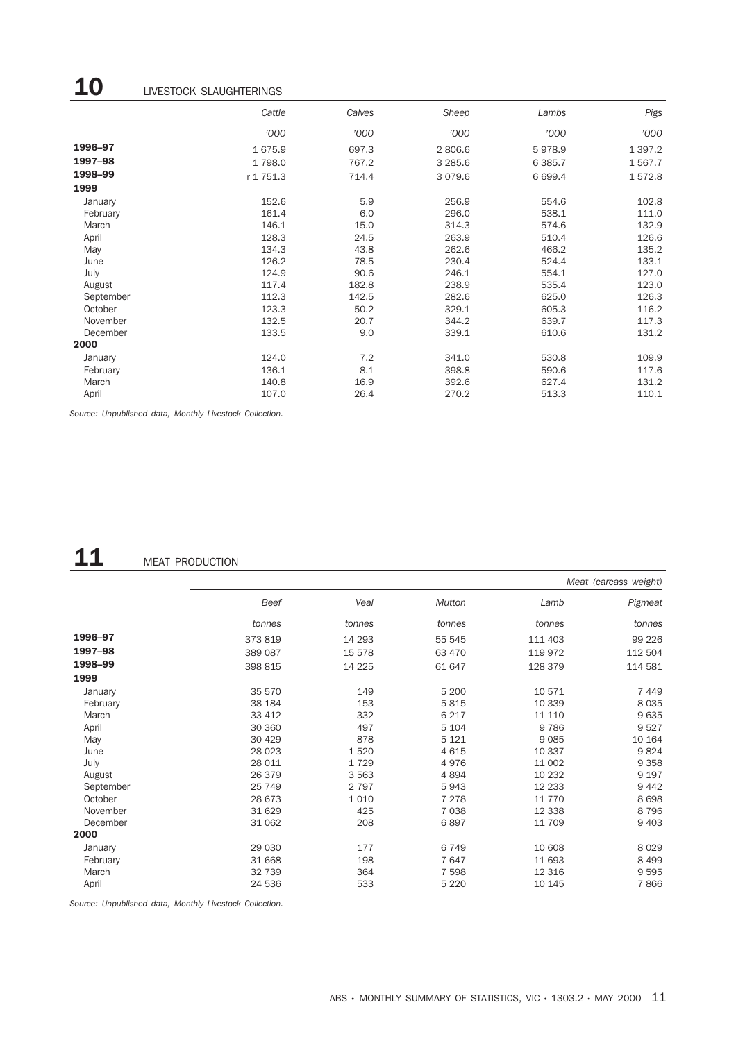# 10 LIVESTOCK SLAUGHTERINGS

| | Cattle | Calves | Sheep | Lambs | Pigs |
|---|---|---|---|---|---|
| | '000 | '000 | '000 | '000 | '000 |
| **1996–97** | 1 675.9 | 697.3 | 2 806.6 | 5 978.9 | 1 397.2 |
| **1997–98** | 1 798.0 | 767.2 | 3 285.6 | 6 385.7 | 1 567.7 |
| **1998–99** | r 1 751.3 | 714.4 | 3 079.6 | 6 699.4 | 1 572.8 |
| **1999** | | | | | |
| January | 152.6 | 5.9 | 256.9 | 554.6 | 102.8 |
| February | 161.4 | 6.0 | 296.0 | 538.1 | 111.0 |
| March | 146.1 | 15.0 | 314.3 | 574.6 | 132.9 |
| April | 128.3 | 24.5 | 263.9 | 510.4 | 126.6 |
| May | 134.3 | 43.8 | 262.6 | 466.2 | 135.2 |
| June | 126.2 | 78.5 | 230.4 | 524.4 | 133.1 |
| July | 124.9 | 90.6 | 246.1 | 554.1 | 127.0 |
| August | 117.4 | 182.8 | 238.9 | 535.4 | 123.0 |
| September | 112.3 | 142.5 | 282.6 | 625.0 | 126.3 |
| October | 123.3 | 50.2 | 329.1 | 605.3 | 116.2 |
| November | 132.5 | 20.7 | 344.2 | 639.7 | 117.3 |
| December | 133.5 | 9.0 | 339.1 | 610.6 | 131.2 |
| **2000** | | | | | |
| January | 124.0 | 7.2 | 341.0 | 530.8 | 109.9 |
| February | 136.1 | 8.1 | 398.8 | 590.6 | 117.6 |
| March | 140.8 | 16.9 | 392.6 | 627.4 | 131.2 |
| April | 107.0 | 26.4 | 270.2 | 513.3 | 110.1 |

*Source: Unpublished data, Monthly Livestock Collection.*

# 11 MEAT PRODUCTION

| | Meat (carcass weight) | | | | |
|---|---|---|---|---|---|
| | Beef | Veal | Mutton | Lamb | Pigmeat |
| | tonnes | tonnes | tonnes | tonnes | tonnes |
| **1996–97** | 373 819 | 14 293 | 55 545 | 111 403 | 99 226 |
| **1997–98** | 389 087 | 15 578 | 63 470 | 119 972 | 112 504 |
| **1998–99** | 398 815 | 14 225 | 61 647 | 128 379 | 114 581 |
| **1999** | | | | | |
| January | 35 570 | 149 | 5 200 | 10 571 | 7 449 |
| February | 38 184 | 153 | 5 815 | 10 339 | 8 035 |
| March | 33 412 | 332 | 6 217 | 11 110 | 9 635 |
| April | 30 360 | 497 | 5 104 | 9 786 | 9 527 |
| May | 30 429 | 878 | 5 121 | 9 085 | 10 164 |
| June | 28 023 | 1 520 | 4 615 | 10 337 | 9 824 |
| July | 28 011 | 1 729 | 4 976 | 11 002 | 9 358 |
| August | 26 379 | 3 563 | 4 894 | 10 232 | 9 197 |
| September | 25 749 | 2 797 | 5 943 | 12 233 | 9 442 |
| October | 28 673 | 1 010 | 7 278 | 11 770 | 8 698 |
| November | 31 629 | 425 | 7 038 | 12 338 | 8 796 |
| December | 31 062 | 208 | 6 897 | 11 709 | 9 403 |
| **2000** | | | | | |
| January | 29 030 | 177 | 6 749 | 10 608 | 8 029 |
| February | 31 668 | 198 | 7 647 | 11 693 | 8 499 |
| March | 32 739 | 364 | 7 598 | 12 316 | 9 595 |
| April | 24 536 | 533 | 5 220 | 10 145 | 7 866 |

*Source: Unpublished data, Monthly Livestock Collection.*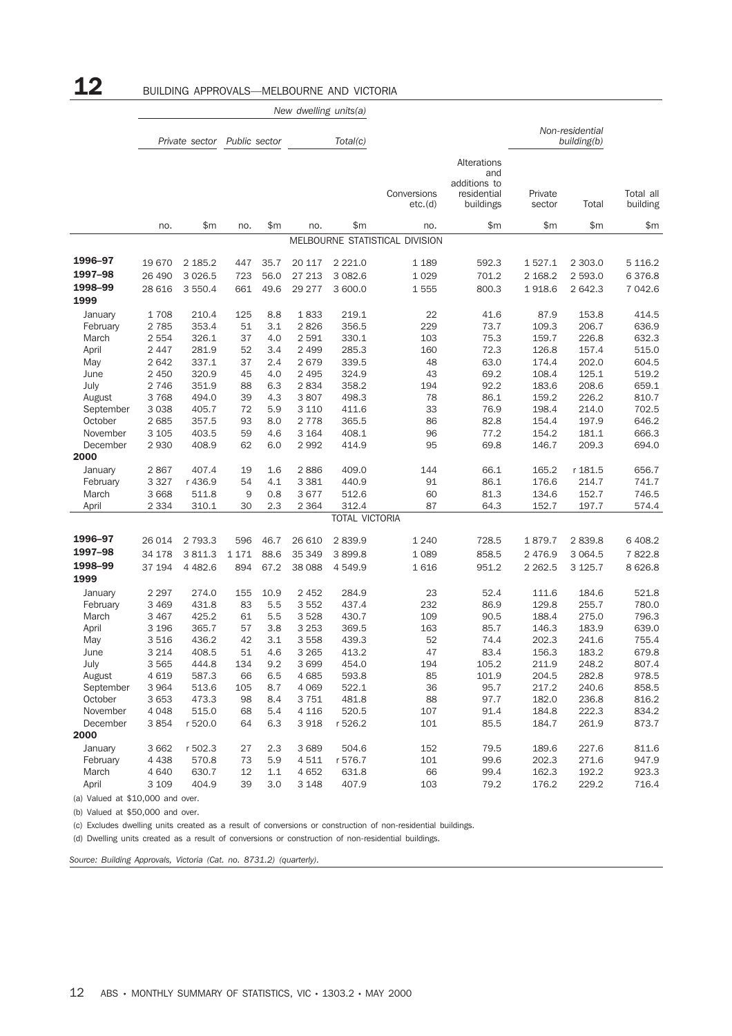# 12 BUILDING APPROVALS—MELBOURNE AND VICTORIA

| | New dwelling units(a) | | | | | | | | | | |
|---|---|---|---|---|---|---|---|---|---|---|---|
| | Private sector | | Public sector | | Total(c) | | Conversions etc.(d) | Alterations and additions to residential buildings | Non-residential building(b) | | Total all building |
| | | | | | | | | | Private sector | Total | |
| | no. | $m | no. | $m | no. | $m | no. | $m | $m | $m | $m |
| **MELBOURNE STATISTICAL DIVISION** | | | | | | | | | | | |
| **1996–97** | 19 670 | 2 185.2 | 447 | 35.7 | 20 117 | 2 221.0 | 1 189 | 592.3 | 1 527.1 | 2 303.0 | 5 116.2 |
| **1997–98** | 26 490 | 3 026.5 | 723 | 56.0 | 27 213 | 3 082.6 | 1 029 | 701.2 | 2 168.2 | 2 593.0 | 6 376.8 |
| **1998–99** | 28 616 | 3 550.4 | 661 | 49.6 | 29 277 | 3 600.0 | 1 555 | 800.3 | 1 918.6 | 2 642.3 | 7 042.6 |
| **1999** | | | | | | | | | | | |
| January | 1 708 | 210.4 | 125 | 8.8 | 1 833 | 219.1 | 22 | 41.6 | 87.9 | 153.8 | 414.5 |
| February | 2 785 | 353.4 | 51 | 3.1 | 2 826 | 356.5 | 229 | 73.7 | 109.3 | 206.7 | 636.9 |
| March | 2 554 | 326.1 | 37 | 4.0 | 2 591 | 330.1 | 103 | 75.3 | 159.7 | 226.8 | 632.3 |
| April | 2 447 | 281.9 | 52 | 3.4 | 2 499 | 285.3 | 160 | 72.3 | 126.8 | 157.4 | 515.0 |
| May | 2 642 | 337.1 | 37 | 2.4 | 2 679 | 339.5 | 48 | 63.0 | 174.4 | 202.0 | 604.5 |
| June | 2 450 | 320.9 | 45 | 4.0 | 2 495 | 324.9 | 43 | 69.2 | 108.4 | 125.1 | 519.2 |
| July | 2 746 | 351.9 | 88 | 6.3 | 2 834 | 358.2 | 194 | 92.2 | 183.6 | 208.6 | 659.1 |
| August | 3 768 | 494.0 | 39 | 4.3 | 3 807 | 498.3 | 78 | 86.1 | 159.2 | 226.2 | 810.7 |
| September | 3 038 | 405.7 | 72 | 5.9 | 3 110 | 411.6 | 33 | 76.9 | 198.4 | 214.0 | 702.5 |
| October | 2 685 | 357.5 | 93 | 8.0 | 2 778 | 365.5 | 86 | 82.8 | 154.4 | 197.9 | 646.2 |
| November | 3 105 | 403.5 | 59 | 4.6 | 3 164 | 408.1 | 96 | 77.2 | 154.2 | 181.1 | 666.3 |
| December | 2 930 | 408.9 | 62 | 6.0 | 2 992 | 414.9 | 95 | 69.8 | 146.7 | 209.3 | 694.0 |
| **2000** | | | | | | | | | | | |
| January | 2 867 | 407.4 | 19 | 1.6 | 2 886 | 409.0 | 144 | 66.1 | 165.2 | r 181.5 | 656.7 |
| February | 3 327 | r 436.9 | 54 | 4.1 | 3 381 | 440.9 | 91 | 86.1 | 176.6 | 214.7 | 741.7 |
| March | 3 668 | 511.8 | 9 | 0.8 | 3 677 | 512.6 | 60 | 81.3 | 134.6 | 152.7 | 746.5 |
| April | 2 334 | 310.1 | 30 | 2.3 | 2 364 | 312.4 | 87 | 64.3 | 152.7 | 197.7 | 574.4 |
| **TOTAL VICTORIA** | | | | | | | | | | | |
| **1996–97** | 26 014 | 2 793.3 | 596 | 46.7 | 26 610 | 2 839.9 | 1 240 | 728.5 | 1 879.7 | 2 839.8 | 6 408.2 |
| **1997–98** | 34 178 | 3 811.3 | 1 171 | 88.6 | 35 349 | 3 899.8 | 1 089 | 858.5 | 2 476.9 | 3 064.5 | 7 822.8 |
| **1998–99** | 37 194 | 4 482.6 | 894 | 67.2 | 38 088 | 4 549.9 | 1 616 | 951.2 | 2 262.5 | 3 125.7 | 8 626.8 |
| **1999** | | | | | | | | | | | |
| January | 2 297 | 274.0 | 155 | 10.9 | 2 452 | 284.9 | 23 | 52.4 | 111.6 | 184.6 | 521.8 |
| February | 3 469 | 431.8 | 83 | 5.5 | 3 552 | 437.4 | 232 | 86.9 | 129.8 | 255.7 | 780.0 |
| March | 3 467 | 425.2 | 61 | 5.5 | 3 528 | 430.7 | 109 | 90.5 | 188.4 | 275.0 | 796.3 |
| April | 3 196 | 365.7 | 57 | 3.8 | 3 253 | 369.5 | 163 | 85.7 | 146.3 | 183.9 | 639.0 |
| May | 3 516 | 436.2 | 42 | 3.1 | 3 558 | 439.3 | 52 | 74.4 | 202.3 | 241.6 | 755.4 |
| June | 3 214 | 408.5 | 51 | 4.6 | 3 265 | 413.2 | 47 | 83.4 | 156.3 | 183.2 | 679.8 |
| July | 3 565 | 444.8 | 134 | 9.2 | 3 699 | 454.0 | 194 | 105.2 | 211.9 | 248.2 | 807.4 |
| August | 4 619 | 587.3 | 66 | 6.5 | 4 685 | 593.8 | 85 | 101.9 | 204.5 | 282.8 | 978.5 |
| September | 3 964 | 513.6 | 105 | 8.7 | 4 069 | 522.1 | 36 | 95.7 | 217.2 | 240.6 | 858.5 |
| October | 3 653 | 473.3 | 98 | 8.4 | 3 751 | 481.8 | 88 | 97.7 | 182.0 | 236.8 | 816.2 |
| November | 4 048 | 515.0 | 68 | 5.4 | 4 116 | 520.5 | 107 | 91.4 | 184.8 | 222.3 | 834.2 |
| December | 3 854 | r 520.0 | 64 | 6.3 | 3 918 | r 526.2 | 101 | 85.5 | 184.7 | 261.9 | 873.7 |
| **2000** | | | | | | | | | | | |
| January | 3 662 | r 502.3 | 27 | 2.3 | 3 689 | 504.6 | 152 | 79.5 | 189.6 | 227.6 | 811.6 |
| February | 4 438 | 570.8 | 73 | 5.9 | 4 511 | r 576.7 | 101 | 99.6 | 202.3 | 271.6 | 947.9 |
| March | 4 640 | 630.7 | 12 | 1.1 | 4 652 | 631.8 | 66 | 99.4 | 162.3 | 192.2 | 923.3 |
| April | 3 109 | 404.9 | 39 | 3.0 | 3 148 | 407.9 | 103 | 79.2 | 176.2 | 229.2 | 716.4 |

(a) Valued at $10,000 and over.

(b) Valued at $50,000 and over.

(c) Excludes dwelling units created as a result of conversions or construction of non-residential buildings.

(d) Dwelling units created as a result of conversions or construction of non-residential buildings.

*Source: Building Approvals, Victoria (Cat. no. 8731.2) (quarterly).*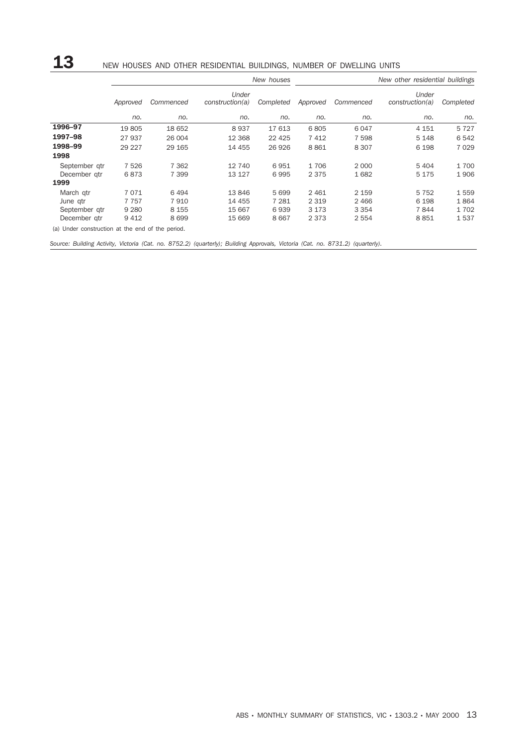## 13 NEW HOUSES AND OTHER RESIDENTIAL BUILDINGS, NUMBER OF DWELLING UNITS

| | *New houses* | | | | *New other residential buildings* | | | |
|---|---|---|---|---|---|---|---|---|
| | *Approved* | *Commenced* | *Under construction(a)* | *Completed* | *Approved* | *Commenced* | *Under construction(a)* | *Completed* |
| | *no.* | *no.* | *no.* | *no.* | *no.* | *no.* | *no.* | *no.* |
| **1996–97** | 19 805 | 18 652 | 8 937 | 17 613 | 6 805 | 6 047 | 4 151 | 5 727 |
| **1997–98** | 27 937 | 26 004 | 12 368 | 22 425 | 7 412 | 7 598 | 5 148 | 6 542 |
| **1998–99** | 29 227 | 29 165 | 14 455 | 26 926 | 8 861 | 8 307 | 6 198 | 7 029 |
| **1998** | | | | | | | | |
| September qtr | 7 526 | 7 362 | 12 740 | 6 951 | 1 706 | 2 000 | 5 404 | 1 700 |
| December qtr | 6 873 | 7 399 | 13 127 | 6 995 | 2 375 | 1 682 | 5 175 | 1 906 |
| **1999** | | | | | | | | |
| March qtr | 7 071 | 6 494 | 13 846 | 5 699 | 2 461 | 2 159 | 5 752 | 1 559 |
| June qtr | 7 757 | 7 910 | 14 455 | 7 281 | 2 319 | 2 466 | 6 198 | 1 864 |
| September qtr | 9 280 | 8 155 | 15 667 | 6 939 | 3 173 | 3 354 | 7 844 | 1 702 |
| December qtr | 9 412 | 8 699 | 15 669 | 8 667 | 2 373 | 2 554 | 8 851 | 1 537 |

(a) Under construction at the end of the period.

*Source: Building Activity, Victoria (Cat. no. 8752.2) (quarterly); Building Approvals, Victoria (Cat. no. 8731.2) (quarterly).*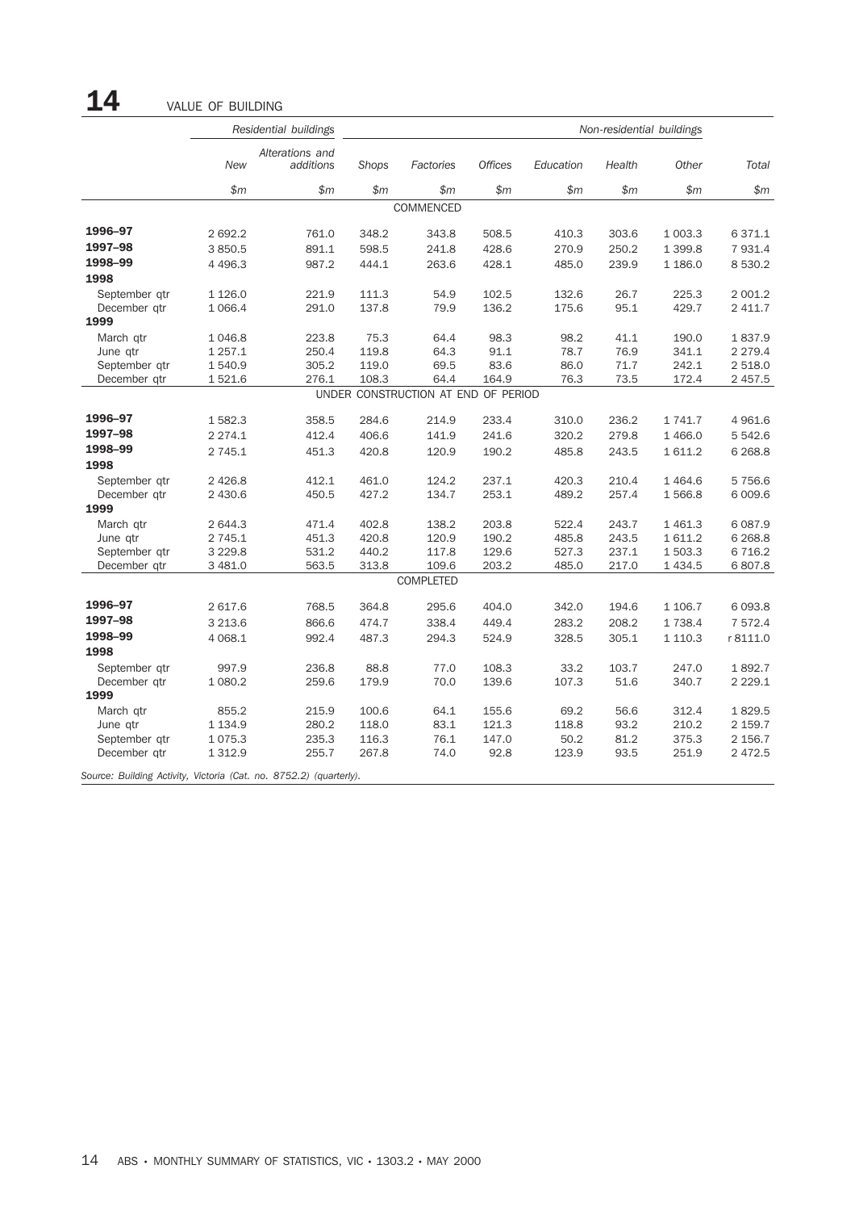# 14 VALUE OF BUILDING

| | Residential buildings | | Non-residential buildings | | | | | | |
|---|---|---|---|---|---|---|---|---|---|
| | New | Alterations and additions | Shops | Factories | Offices | Education | Health | Other | Total |
| | $m | $m | $m | $m | $m | $m | $m | $m | $m |
| **COMMENCED** | | | | | | | | | |
| **1996–97** | 2 692.2 | 761.0 | 348.2 | 343.8 | 508.5 | 410.3 | 303.6 | 1 003.3 | 6 371.1 |
| **1997–98** | 3 850.5 | 891.1 | 598.5 | 241.8 | 428.6 | 270.9 | 250.2 | 1 399.8 | 7 931.4 |
| **1998–99** | 4 496.3 | 987.2 | 444.1 | 263.6 | 428.1 | 485.0 | 239.9 | 1 186.0 | 8 530.2 |
| **1998** | | | | | | | | | |
| September qtr | 1 126.0 | 221.9 | 111.3 | 54.9 | 102.5 | 132.6 | 26.7 | 225.3 | 2 001.2 |
| December qtr | 1 066.4 | 291.0 | 137.8 | 79.9 | 136.2 | 175.6 | 95.1 | 429.7 | 2 411.7 |
| **1999** | | | | | | | | | |
| March qtr | 1 046.8 | 223.8 | 75.3 | 64.4 | 98.3 | 98.2 | 41.1 | 190.0 | 1 837.9 |
| June qtr | 1 257.1 | 250.4 | 119.8 | 64.3 | 91.1 | 78.7 | 76.9 | 341.1 | 2 279.4 |
| September qtr | 1 540.9 | 305.2 | 119.0 | 69.5 | 83.6 | 86.0 | 71.7 | 242.1 | 2 518.0 |
| December qtr | 1 521.6 | 276.1 | 108.3 | 64.4 | 164.9 | 76.3 | 73.5 | 172.4 | 2 457.5 |
| **UNDER CONSTRUCTION AT END OF PERIOD** | | | | | | | | | |
| **1996–97** | 1 582.3 | 358.5 | 284.6 | 214.9 | 233.4 | 310.0 | 236.2 | 1 741.7 | 4 961.6 |
| **1997–98** | 2 274.1 | 412.4 | 406.6 | 141.9 | 241.6 | 320.2 | 279.8 | 1 466.0 | 5 542.6 |
| **1998–99** | 2 745.1 | 451.3 | 420.8 | 120.9 | 190.2 | 485.8 | 243.5 | 1 611.2 | 6 268.8 |
| **1998** | | | | | | | | | |
| September qtr | 2 426.8 | 412.1 | 461.0 | 124.2 | 237.1 | 420.3 | 210.4 | 1 464.6 | 5 756.6 |
| December qtr | 2 430.6 | 450.5 | 427.2 | 134.7 | 253.1 | 489.2 | 257.4 | 1 566.8 | 6 009.6 |
| **1999** | | | | | | | | | |
| March qtr | 2 644.3 | 471.4 | 402.8 | 138.2 | 203.8 | 522.4 | 243.7 | 1 461.3 | 6 087.9 |
| June qtr | 2 745.1 | 451.3 | 420.8 | 120.9 | 190.2 | 485.8 | 243.5 | 1 611.2 | 6 268.8 |
| September qtr | 3 229.8 | 531.2 | 440.2 | 117.8 | 129.6 | 527.3 | 237.1 | 1 503.3 | 6 716.2 |
| December qtr | 3 481.0 | 563.5 | 313.8 | 109.6 | 203.2 | 485.0 | 217.0 | 1 434.5 | 6 807.8 |
| **COMPLETED** | | | | | | | | | |
| **1996–97** | 2 617.6 | 768.5 | 364.8 | 295.6 | 404.0 | 342.0 | 194.6 | 1 106.7 | 6 093.8 |
| **1997–98** | 3 213.6 | 866.6 | 474.7 | 338.4 | 449.4 | 283.2 | 208.2 | 1 738.4 | 7 572.4 |
| **1998–99** | 4 068.1 | 992.4 | 487.3 | 294.3 | 524.9 | 328.5 | 305.1 | 1 110.3 | r 8111.0 |
| **1998** | | | | | | | | | |
| September qtr | 997.9 | 236.8 | 88.8 | 77.0 | 108.3 | 33.2 | 103.7 | 247.0 | 1 892.7 |
| December qtr | 1 080.2 | 259.6 | 179.9 | 70.0 | 139.6 | 107.3 | 51.6 | 340.7 | 2 229.1 |
| **1999** | | | | | | | | | |
| March qtr | 855.2 | 215.9 | 100.6 | 64.1 | 155.6 | 69.2 | 56.6 | 312.4 | 1 829.5 |
| June qtr | 1 134.9 | 280.2 | 118.0 | 83.1 | 121.3 | 118.8 | 93.2 | 210.2 | 2 159.7 |
| September qtr | 1 075.3 | 235.3 | 116.3 | 76.1 | 147.0 | 50.2 | 81.2 | 375.3 | 2 156.7 |
| December qtr | 1 312.9 | 255.7 | 267.8 | 74.0 | 92.8 | 123.9 | 93.5 | 251.9 | 2 472.5 |

*Source: Building Activity, Victoria (Cat. no. 8752.2) (quarterly).*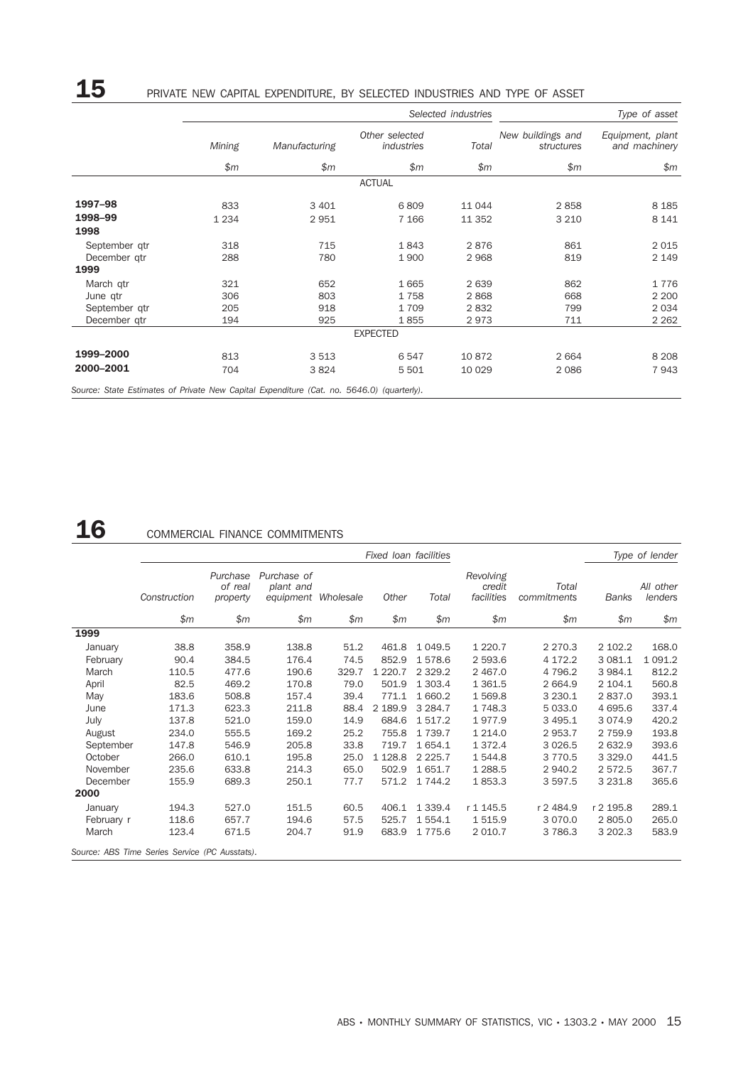# 15 PRIVATE NEW CAPITAL EXPENDITURE, BY SELECTED INDUSTRIES AND TYPE OF ASSET

| | Selected industries | | | | Type of asset | |
|---|---|---|---|---|---|---|
| | Mining | Manufacturing | Other selected industries | Total | New buildings and structures | Equipment, plant and machinery |
| | $m | $m | $m | $m | $m | $m |
| | | | ACTUAL | | | |
| **1997–98** | 833 | 3 401 | 6 809 | 11 044 | 2 858 | 8 185 |
| **1998–99** | 1 234 | 2 951 | 7 166 | 11 352 | 3 210 | 8 141 |
| **1998** | | | | | | |
| September qtr | 318 | 715 | 1 843 | 2 876 | 861 | 2 015 |
| December qtr | 288 | 780 | 1 900 | 2 968 | 819 | 2 149 |
| **1999** | | | | | | |
| March qtr | 321 | 652 | 1 665 | 2 639 | 862 | 1 776 |
| June qtr | 306 | 803 | 1 758 | 2 868 | 668 | 2 200 |
| September qtr | 205 | 918 | 1 709 | 2 832 | 799 | 2 034 |
| December qtr | 194 | 925 | 1 855 | 2 973 | 711 | 2 262 |
| | | | EXPECTED | | | |
| **1999–2000** | 813 | 3 513 | 6 547 | 10 872 | 2 664 | 8 208 |
| **2000–2001** | 704 | 3 824 | 5 501 | 10 029 | 2 086 | 7 943 |

*Source: State Estimates of Private New Capital Expenditure (Cat. no. 5646.0) (quarterly).*

# 16 COMMERCIAL FINANCE COMMITMENTS

| | Fixed loan facilities | | | | | | | | Type of lender | |
|---|---|---|---|---|---|---|---|---|---|---|
| | Construction | Purchase of real property | Purchase of plant and equipment | Wholesale | Other | Total | Revolving credit facilities | Total commitments | Banks | All other lenders |
| | $m | $m | $m | $m | $m | $m | $m | $m | $m | $m |
| **1999** | | | | | | | | | | |
| January | 38.8 | 358.9 | 138.8 | 51.2 | 461.8 | 1 049.5 | 1 220.7 | 2 270.3 | 2 102.2 | 168.0 |
| February | 90.4 | 384.5 | 176.4 | 74.5 | 852.9 | 1 578.6 | 2 593.6 | 4 172.2 | 3 081.1 | 1 091.2 |
| March | 110.5 | 477.6 | 190.6 | 329.7 | 1 220.7 | 2 329.2 | 2 467.0 | 4 796.2 | 3 984.1 | 812.2 |
| April | 82.5 | 469.2 | 170.8 | 79.0 | 501.9 | 1 303.4 | 1 361.5 | 2 664.9 | 2 104.1 | 560.8 |
| May | 183.6 | 508.8 | 157.4 | 39.4 | 771.1 | 1 660.2 | 1 569.8 | 3 230.1 | 2 837.0 | 393.1 |
| June | 171.3 | 623.3 | 211.8 | 88.4 | 2 189.9 | 3 284.7 | 1 748.3 | 5 033.0 | 4 695.6 | 337.4 |
| July | 137.8 | 521.0 | 159.0 | 14.9 | 684.6 | 1 517.2 | 1 977.9 | 3 495.1 | 3 074.9 | 420.2 |
| August | 234.0 | 555.5 | 169.2 | 25.2 | 755.8 | 1 739.7 | 1 214.0 | 2 953.7 | 2 759.9 | 193.8 |
| September | 147.8 | 546.9 | 205.8 | 33.8 | 719.7 | 1 654.1 | 1 372.4 | 3 026.5 | 2 632.9 | 393.6 |
| October | 266.0 | 610.1 | 195.8 | 25.0 | 1 128.8 | 2 225.7 | 1 544.8 | 3 770.5 | 3 329.0 | 441.5 |
| November | 235.6 | 633.8 | 214.3 | 65.0 | 502.9 | 1 651.7 | 1 288.5 | 2 940.2 | 2 572.5 | 367.7 |
| December | 155.9 | 689.3 | 250.1 | 77.7 | 571.2 | 1 744.2 | 1 853.3 | 3 597.5 | 3 231.8 | 365.6 |
| **2000** | | | | | | | | | | |
| January | 194.3 | 527.0 | 151.5 | 60.5 | 406.1 | 1 339.4 | r 1 145.5 | r 2 484.9 | r 2 195.8 | 289.1 |
| February r | 118.6 | 657.7 | 194.6 | 57.5 | 525.7 | 1 554.1 | 1 515.9 | 3 070.0 | 2 805.0 | 265.0 |
| March | 123.4 | 671.5 | 204.7 | 91.9 | 683.9 | 1 775.6 | 2 010.7 | 3 786.3 | 3 202.3 | 583.9 |

*Source: ABS Time Series Service (PC Ausstats).*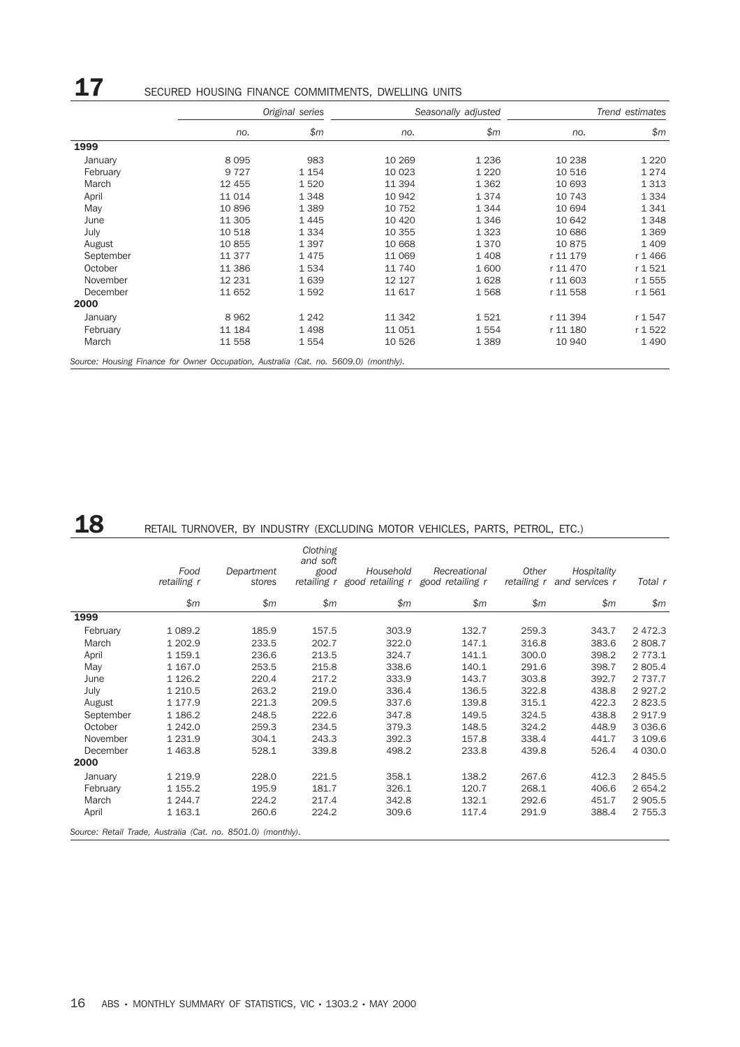## 17 SECURED HOUSING FINANCE COMMITMENTS, DWELLING UNITS

| | Original series | | Seasonally adjusted | | Trend estimates | |
|---|---|---|---|---|---|---|
| | no. | $m | no. | $m | no. | $m |
| **1999** | | | | | | |
| January | 8 095 | 983 | 10 269 | 1 236 | 10 238 | 1 220 |
| February | 9 727 | 1 154 | 10 023 | 1 220 | 10 516 | 1 274 |
| March | 12 455 | 1 520 | 11 394 | 1 362 | 10 693 | 1 313 |
| April | 11 014 | 1 348 | 10 942 | 1 374 | 10 743 | 1 334 |
| May | 10 896 | 1 389 | 10 752 | 1 344 | 10 694 | 1 341 |
| June | 11 305 | 1 445 | 10 420 | 1 346 | 10 642 | 1 348 |
| July | 10 518 | 1 334 | 10 355 | 1 323 | 10 686 | 1 369 |
| August | 10 855 | 1 397 | 10 668 | 1 370 | 10 875 | 1 409 |
| September | 11 377 | 1 475 | 11 069 | 1 408 | r 11 179 | r 1 466 |
| October | 11 386 | 1 534 | 11 740 | 1 600 | r 11 470 | r 1 521 |
| November | 12 231 | 1 639 | 12 127 | 1 628 | r 11 603 | r 1 555 |
| December | 11 652 | 1 592 | 11 617 | 1 568 | r 11 558 | r 1 561 |
| **2000** | | | | | | |
| January | 8 962 | 1 242 | 11 342 | 1 521 | r 11 394 | r 1 547 |
| February | 11 184 | 1 498 | 11 051 | 1 554 | r 11 180 | r 1 522 |
| March | 11 558 | 1 554 | 10 526 | 1 389 | 10 940 | 1 490 |

*Source: Housing Finance for Owner Occupation, Australia (Cat. no. 5609.0) (monthly).*

## 18 RETAIL TURNOVER, BY INDUSTRY (EXCLUDING MOTOR VEHICLES, PARTS, PETROL, ETC.)

| | Food retailing r | Department stores | Clothing and soft good retailing r | Household good retailing r | Recreational good retailing r | Other retailing r | Hospitality and services r | Total r |
|---|---|---|---|---|---|---|---|---|
| | $m | $m | $m | $m | $m | $m | $m | $m |
| **1999** | | | | | | | | |
| February | 1 089.2 | 185.9 | 157.5 | 303.9 | 132.7 | 259.3 | 343.7 | 2 472.3 |
| March | 1 202.9 | 233.5 | 202.7 | 322.0 | 147.1 | 316.8 | 383.6 | 2 808.7 |
| April | 1 159.1 | 236.6 | 213.5 | 324.7 | 141.1 | 300.0 | 398.2 | 2 773.1 |
| May | 1 167.0 | 253.5 | 215.8 | 338.6 | 140.1 | 291.6 | 398.7 | 2 805.4 |
| June | 1 126.2 | 220.4 | 217.2 | 333.9 | 143.7 | 303.8 | 392.7 | 2 737.7 |
| July | 1 210.5 | 263.2 | 219.0 | 336.4 | 136.5 | 322.8 | 438.8 | 2 927.2 |
| August | 1 177.9 | 221.3 | 209.5 | 337.6 | 139.8 | 315.1 | 422.3 | 2 823.5 |
| September | 1 186.2 | 248.5 | 222.6 | 347.8 | 149.5 | 324.5 | 438.8 | 2 917.9 |
| October | 1 242.0 | 259.3 | 234.5 | 379.3 | 148.5 | 324.2 | 448.9 | 3 036.6 |
| November | 1 231.9 | 304.1 | 243.3 | 392.3 | 157.8 | 338.4 | 441.7 | 3 109.6 |
| December | 1 463.8 | 528.1 | 339.8 | 498.2 | 233.8 | 439.8 | 526.4 | 4 030.0 |
| **2000** | | | | | | | | |
| January | 1 219.9 | 228.0 | 221.5 | 358.1 | 138.2 | 267.6 | 412.3 | 2 845.5 |
| February | 1 155.2 | 195.9 | 181.7 | 326.1 | 120.7 | 268.1 | 406.6 | 2 654.2 |
| March | 1 244.7 | 224.2 | 217.4 | 342.8 | 132.1 | 292.6 | 451.7 | 2 905.5 |
| April | 1 163.1 | 260.6 | 224.2 | 309.6 | 117.4 | 291.9 | 388.4 | 2 755.3 |

*Source: Retail Trade, Australia (Cat. no. 8501.0) (monthly).*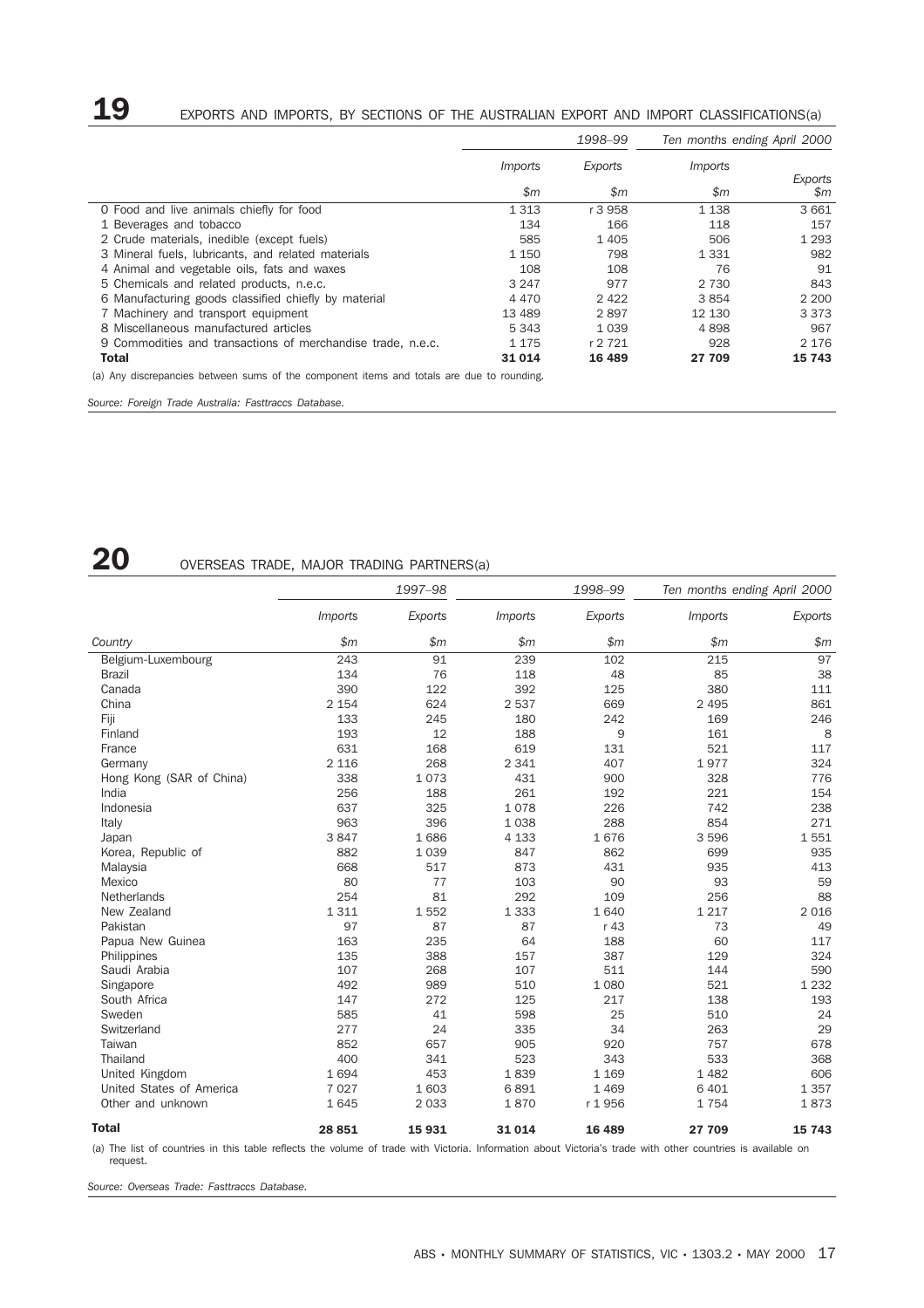## 19 EXPORTS AND IMPORTS, BY SECTIONS OF THE AUSTRALIAN EXPORT AND IMPORT CLASSIFICATIONS(a)

| | 1998–99 | | Ten months ending April 2000 | |
|---|---|---|---|---|
| | Imports | Exports | Imports | Exports |
| | $m | $m | $m | $m |
| 0 Food and live animals chiefly for food | 1 313 | r 3 958 | 1 138 | 3 661 |
| 1 Beverages and tobacco | 134 | 166 | 118 | 157 |
| 2 Crude materials, inedible (except fuels) | 585 | 1 405 | 506 | 1 293 |
| 3 Mineral fuels, lubricants, and related materials | 1 150 | 798 | 1 331 | 982 |
| 4 Animal and vegetable oils, fats and waxes | 108 | 108 | 76 | 91 |
| 5 Chemicals and related products, n.e.c. | 3 247 | 977 | 2 730 | 843 |
| 6 Manufacturing goods classified chiefly by material | 4 470 | 2 422 | 3 854 | 2 200 |
| 7 Machinery and transport equipment | 13 489 | 2 897 | 12 130 | 3 373 |
| 8 Miscellaneous manufactured articles | 5 343 | 1 039 | 4 898 | 967 |
| 9 Commodities and transactions of merchandise trade, n.e.c. | 1 175 | r 2 721 | 928 | 2 176 |
| **Total** | **31 014** | **16 489** | **27 709** | **15 743** |

(a) Any discrepancies between sums of the component items and totals are due to rounding.

*Source: Foreign Trade Australia: Fasttraccs Database.*

## 20 OVERSEAS TRADE, MAJOR TRADING PARTNERS(a)

| | 1997–98 | | 1998–99 | | Ten months ending April 2000 | |
|---|---|---|---|---|---|---|
| | Imports | Exports | Imports | Exports | Imports | Exports |
| Country | $m | $m | $m | $m | $m | $m |
| Belgium-Luxembourg | 243 | 91 | 239 | 102 | 215 | 97 |
| Brazil | 134 | 76 | 118 | 48 | 85 | 38 |
| Canada | 390 | 122 | 392 | 125 | 380 | 111 |
| China | 2 154 | 624 | 2 537 | 669 | 2 495 | 861 |
| Fiji | 133 | 245 | 180 | 242 | 169 | 246 |
| Finland | 193 | 12 | 188 | 9 | 161 | 8 |
| France | 631 | 168 | 619 | 131 | 521 | 117 |
| Germany | 2 116 | 268 | 2 341 | 407 | 1 977 | 324 |
| Hong Kong (SAR of China) | 338 | 1 073 | 431 | 900 | 328 | 776 |
| India | 256 | 188 | 261 | 192 | 221 | 154 |
| Indonesia | 637 | 325 | 1 078 | 226 | 742 | 238 |
| Italy | 963 | 396 | 1 038 | 288 | 854 | 271 |
| Japan | 3 847 | 1 686 | 4 133 | 1 676 | 3 596 | 1 551 |
| Korea, Republic of | 882 | 1 039 | 847 | 862 | 699 | 935 |
| Malaysia | 668 | 517 | 873 | 431 | 935 | 413 |
| Mexico | 80 | 77 | 103 | 90 | 93 | 59 |
| Netherlands | 254 | 81 | 292 | 109 | 256 | 88 |
| New Zealand | 1 311 | 1 552 | 1 333 | 1 640 | 1 217 | 2 016 |
| Pakistan | 97 | 87 | 87 | r 43 | 73 | 49 |
| Papua New Guinea | 163 | 235 | 64 | 188 | 60 | 117 |
| Philippines | 135 | 388 | 157 | 387 | 129 | 324 |
| Saudi Arabia | 107 | 268 | 107 | 511 | 144 | 590 |
| Singapore | 492 | 989 | 510 | 1 080 | 521 | 1 232 |
| South Africa | 147 | 272 | 125 | 217 | 138 | 193 |
| Sweden | 585 | 41 | 598 | 25 | 510 | 24 |
| Switzerland | 277 | 24 | 335 | 34 | 263 | 29 |
| Taiwan | 852 | 657 | 905 | 920 | 757 | 678 |
| Thailand | 400 | 341 | 523 | 343 | 533 | 368 |
| United Kingdom | 1 694 | 453 | 1 839 | 1 169 | 1 482 | 606 |
| United States of America | 7 027 | 1 603 | 6 891 | 1 469 | 6 401 | 1 357 |
| Other and unknown | 1 645 | 2 033 | 1 870 | r 1 956 | 1 754 | 1 873 |
| **Total** | **28 851** | **15 931** | **31 014** | **16 489** | **27 709** | **15 743** |

(a) The list of countries in this table reflects the volume of trade with Victoria. Information about Victoria's trade with other countries is available on request.

*Source: Overseas Trade: Fasttraccs Database.*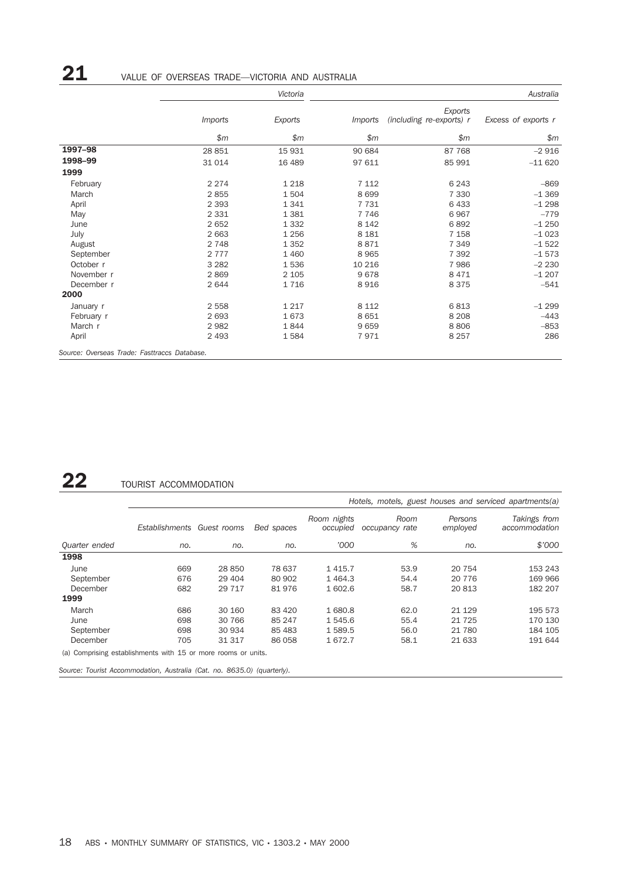## 21 VALUE OF OVERSEAS TRADE—VICTORIA AND AUSTRALIA

| | Victoria | | Australia | | |
|---|---|---|---|---|---|
| | Imports | Exports | Imports | Exports (including re-exports) r | Excess of exports r |
| | $m | $m | $m | $m | $m |
| **1997–98** | 28 851 | 15 931 | 90 684 | 87 768 | –2 916 |
| **1998–99** | 31 014 | 16 489 | 97 611 | 85 991 | –11 620 |
| **1999** | | | | | |
| February | 2 274 | 1 218 | 7 112 | 6 243 | –869 |
| March | 2 855 | 1 504 | 8 699 | 7 330 | –1 369 |
| April | 2 393 | 1 341 | 7 731 | 6 433 | –1 298 |
| May | 2 331 | 1 381 | 7 746 | 6 967 | –779 |
| June | 2 652 | 1 332 | 8 142 | 6 892 | –1 250 |
| July | 2 663 | 1 256 | 8 181 | 7 158 | –1 023 |
| August | 2 748 | 1 352 | 8 871 | 7 349 | –1 522 |
| September | 2 777 | 1 460 | 8 965 | 7 392 | –1 573 |
| October r | 3 282 | 1 536 | 10 216 | 7 986 | –2 230 |
| November r | 2 869 | 2 105 | 9 678 | 8 471 | –1 207 |
| December r | 2 644 | 1 716 | 8 916 | 8 375 | –541 |
| **2000** | | | | | |
| January r | 2 558 | 1 217 | 8 112 | 6 813 | –1 299 |
| February r | 2 693 | 1 673 | 8 651 | 8 208 | –443 |
| March r | 2 982 | 1 844 | 9 659 | 8 806 | –853 |
| April | 2 493 | 1 584 | 7 971 | 8 257 | 286 |

*Source: Overseas Trade: Fasttraccs Database.*

## 22 TOURIST ACCOMMODATION

| | Hotels, motels, guest houses and serviced apartments(a) | | | | | | |
|---|---|---|---|---|---|---|---|
| | Establishments | Guest rooms | Bed spaces | Room nights occupied | Room occupancy rate | Persons employed | Takings from accommodation |
| *Quarter ended* | no. | no. | no. | '000 | % | no. | $'000 |
| **1998** | | | | | | | |
| June | 669 | 28 850 | 78 637 | 1 415.7 | 53.9 | 20 754 | 153 243 |
| September | 676 | 29 404 | 80 902 | 1 464.3 | 54.4 | 20 776 | 169 966 |
| December | 682 | 29 717 | 81 976 | 1 602.6 | 58.7 | 20 813 | 182 207 |
| **1999** | | | | | | | |
| March | 686 | 30 160 | 83 420 | 1 680.8 | 62.0 | 21 129 | 195 573 |
| June | 698 | 30 766 | 85 247 | 1 545.6 | 55.4 | 21 725 | 170 130 |
| September | 698 | 30 934 | 85 483 | 1 589.5 | 56.0 | 21 780 | 184 105 |
| December | 705 | 31 317 | 86 058 | 1 672.7 | 58.1 | 21 633 | 191 644 |

(a) Comprising establishments with 15 or more rooms or units.

*Source: Tourist Accommodation, Australia (Cat. no. 8635.0) (quarterly).*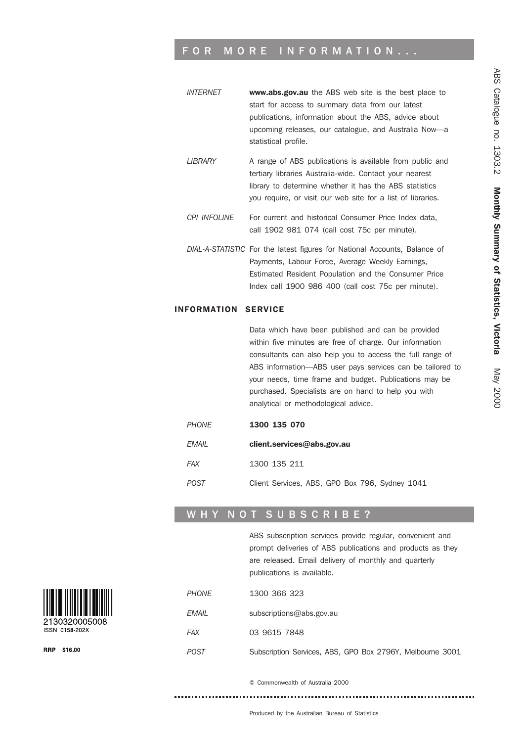## FOR MORE INFORMATION...

| | |
|---|---|
| *INTERNET* | **www.abs.gov.au** the ABS web site is the best place to start for access to summary data from our latest publications, information about the ABS, advice about upcoming releases, our catalogue, and Australia Now—a statistical profile. |
| *LIBRARY* | A range of ABS publications is available from public and tertiary libraries Australia-wide. Contact your nearest library to determine whether it has the ABS statistics you require, or visit our web site for a list of libraries. |
| *CPI INFOLINE* | For current and historical Consumer Price Index data, call 1902 981 074 (call cost 75c per minute). |
| *DIAL-A-STATISTIC* | For the latest figures for National Accounts, Balance of Payments, Labour Force, Average Weekly Earnings, Estimated Resident Population and the Consumer Price Index call 1900 986 400 (call cost 75c per minute). |

### INFORMATION SERVICE

Data which have been published and can be provided within five minutes are free of charge. Our information consultants can also help you to access the full range of ABS information—ABS user pays services can be tailored to your needs, time frame and budget. Publications may be purchased. Specialists are on hand to help you with analytical or methodological advice.

| | |
|---|---|
| *PHONE* | **1300 135 070** |
| *EMAIL* | **client.services@abs.gov.au** |
| *FAX* | 1300 135 211 |
| *POST* | Client Services, ABS, GPO Box 796, Sydney 1041 |

## WHY NOT SUBSCRIBE?

ABS subscription services provide regular, convenient and prompt deliveries of ABS publications and products as they are released. Email delivery of monthly and quarterly publications is available.

| | |
|---|---|
| *PHONE* | 1300 366 323 |
| *EMAIL* | subscriptions@abs.gov.au |
| *FAX* | 03 9615 7848 |
| *POST* | Subscription Services, ABS, GPO Box 2796Y, Melbourne 3001 |

© Commonwealth of Australia 2000

Produced by the Australian Bureau of Statistics

2130320005008

ISSN 0158-202X

**RRP $16.00**

ABS Catalogue no. 1303.2 **Monthly Summary of Statistics, Victoria** May 2000